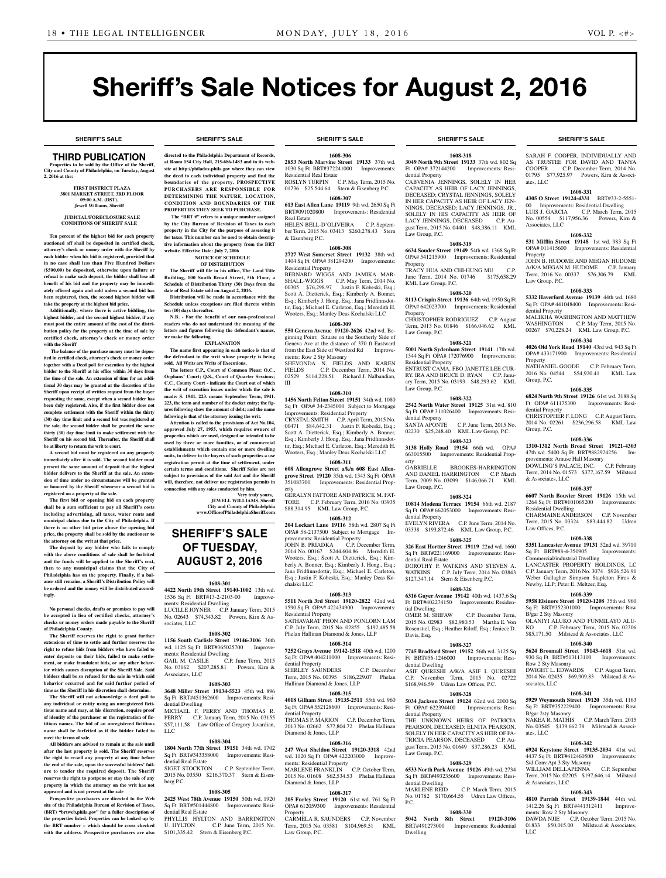# Sheriff's Sale Notices for August 2, 2016

## SHERIFF'S SALE

### THIRD PUBLICATION

**Properties to be sold by the Office of the Sheriff, City and County of Philadelphia, on Tuesday, August 2, 2016 at the:**

**FIRST DISTRICT PLAZA**
**3801 MARKET STREET, 3RD FLOOR**
**09:00 A.M. (DST).**
**Jewell Williams, Sheriff**

**JUDICIAL/FORECLOSURE SALE CONDITIONS OF SHERIFF SALE**

**Ten percent of the highest bid for each property auctioned off shall be deposited in certified check, attorney's check or money order with the Sheriff by each bidder when his bid is registered, provided that in no case shall less than Five Hundred Dollars ($500.00) be deposited, otherwise upon failure or refusal to make such deposit, the bidder shall lose all benefit of his bid and the property may be immediately offered again and sold unless a second bid has been registered, then, the second highest bidder will take the property at the highest bid price.**

**Additionally, where there is active bidding, the highest bidder, and the second highest bidder, if any must post the entire amount of the cost of the distribution policy for the property at the time of sale by certified check, attorney's check or money order with the Sheriff**

**The balance of the purchase money must be deposited in certified check, attorney's check or money order together with a Deed poll for execution by the highest bidder to the Sheriff at his office within 30 days from the time of the sale. An extension of time for an additional 30 days may be granted at the discretion of the Sheriff upon receipt of written request from the buyer requesting the same, except when a second bidder has been duly registered. Also, if the first bidder does not complete settlement with the Sheriff within the thirty (30) day time limit and a second bid was registered at the sale, the second bidder shall be granted the same thirty (30) day time limit to make settlement with the Sheriff on his second bid. Thereafter, the Sheriff shall be at liberty to return the writ to court.**

**A second bid must be registered on any property immediately after it is sold. The second bidder must present the same amount of deposit that the highest bidder delivers to the Sheriff at the sale. An extension of time under no circumstances will be granted or honored by the Sheriff whenever a second bid is registered on a property at the sale.**

**The first bid or opening bid on each property shall be a sum sufficient to pay all Sheriff's costs including advertising, all taxes, water rents and municipal claims due to the City of Philadelphia. If there is no other bid price above the opening bid price, the property shall be sold by the auctioneer to the attorney on the writ at that price.**

**The deposit by any bidder who fails to comply with the above conditions of sale shall be forfeited and the funds will be applied to the Sheriff's cost, then to any municipal claims that the City of Philadelphia has on the property. Finally, if a balance still remains, a Sheriff's Distribution Policy will be ordered and the money will be distributed accordingly.**

**No personal checks, drafts or promises to pay will be accepted in lieu of certified checks, attorney's checks or money orders made payable to the Sheriff of Philadelphia County.**

**The Sheriff reserves the right to grant further extensions of time to settle and further reserves the right to refuse bids from bidders who have failed to enter deposits on their bids, failed to make settlement, or make fraudulent bids, or any other behavior which causes disruption of the Sheriff Sale. Said bidders shall be so refused for the sale in which said behavior occurred and for said further period of time as the Sheriff in his discretion shall determine.**

**The Sheriff will not acknowledge a deed poll to any individual or entity using an unregistered fictitious name and may, at his discretion, require proof of identity of the purchaser or the registration of fictitious names. The bid of an unregistered fictitious name shall be forfeited as if the bidder failed to meet the terms of sale.**

**All bidders are advised to remain at the sale until after the last property is sold. The Sheriff reserves the right to re-sell any property at any time before the end of the sale, upon the successful bidders' failure to tender the required deposit. The Sheriff reserves the right to postpone or stay the sale of any property in which the attorney on the writ has not appeared and is not present at the sale**

**Prospective purchasers are directed to the Web site of the Philadelphia Bureau of Revision of Taxes, (BRT) "brtweb.phila.gov" for a fuller description of the properties listed. Properties can be looked up by the BRT number – which should be cross checked with the address. Prospective purchasers are also directed to the Philadelphia Department of Records, at Room 154 City Hall, 215-686-1483 and to its website at http://philadox.phila.gov where they can view the deed to each individual property and find the boundaries of the property. PROSPECTIVE PURCHASERS ARE RESPONSIBLE FOR DETERMINING THE NATURE, LOCATION, CONDITION AND BOUNDARIES OF THE PROPERTIES THEY SEEK TO PURCHASE.**

**The "BRT #" refers to a unique number assigned by the City Bureau of Revision of Taxes to each property in the City for the purpose of assessing it for taxes. This number can be used to obtain descriptive information about the property from the BRT website. Effective Date: July 7, 2006**

**NOTICE OF SCHEDULE OF DISTRIBUTION**

**The Sheriff will file in his office, The Land Title Building, 100 South Broad Street, 5th Floor, a Schedule of Distribution Thirty (30) Days from the date of Real Estate sold on August 2, 2016.**

**Distribution will be made in accordance with the Schedule unless exceptions are filed thereto within ten (10) days thereafter.**

**N.B. - For the benefit of our non-professional readers who do not understand the meaning of the letters and figures following the defendant's names, we make the following.**

**EXPLANATION**

**The name first appearing in each notice is that of the defendant in the writ whose property is being sold. All Writs are Writs of Executions.**

**The letters C.P., Court of Common Pleas; O.C., Orphans' Court; Q.S., Court of Quarter Sessions; C.C., County Court - indicate the Court out of which the writ of execution issues under which the sale is made: S. 1941. 223. means September Term, 1941. 223, the term and number of the docket entry; the figures following show the amount of debt; and the name following is that of the attorney issuing the writ.**

**Attention is called to the provisions of Act No.104, approved July 27, 1955, which requires owners of properties which are used, designed or intended to be used by three or more families, or of commercial establishments which contain one or more dwelling units, to deliver to the buyers of such properties a use registration permit at the time of settlement, under certain terms and conditions. Sheriff Sales are not subject to provisions of the said Act and the Sheriff will, therefore, not deliver use registration permits in connection with any sales conducted by him.**

**Very truly yours,**
**JEWELL WILLIAMS, Sheriff**
**City and County of Philadelphia**
**www.OfficeofPhiladelphiaSheriff.com**

## SHERIFF'S SALE OF TUESDAY, AUGUST 2, 2016

**1608-301**
**4422 North 19th Street 19140-1002** 13th wd. 1536 Sq Ft BRT#13-2-2103-00 Improvements: Residential Dwelling
LUCILLE JOYNER C.P. January Term, 2015 No. 02643 $74,343.82 Powers, Kirn & Associates, LLC

**1608-302**
**1156 South Carlisle Street 19146-3106** 36th wd. 1125 Sq Ft BRT#365025700 Improvements: Residential Dwelling
GAIL M. CASILE C.P. June Term, 2015 No. 03162 $207,285.81 Powers, Kirn & Associates, LLC

**1608-303**
**3648 Miller Street 19134-5523** 45th wd. 896 Sq Ft BRT#451362600 Improvements: Residential Dwelling
MICHAEL F. PERRY AND THOMAS R. PERRY C.P. January Term, 2015 No. 03155 $57,111.58 Law Office of Gregory Javardian, LLC

**1608-304**
**1804 North 77th Street 19151** 34th wd. 1702 Sq Ft BRT#343358000 Improvements: Residential Real Estate
SIGET STOCKTON C.P. September Term, 2015 No. 03550 $216,370.37 Stern & Eisenberg P.C.

**1608-305**
**2425 West 78th Avenue 19150** 50th wd. 1920 Sq Ft BRT#501444800 Improvements: Residential Real Estate
PHYLLIS HYLTON AND BARRINGTON U. HYLTON C.P. June Term, 2015 No. $101,335.42 Stern & Eisenberg P.C.

**1608-306**
**2853 North Marvine Street 19133** 37th wd. 1030 Sq Ft BRT#372241000 Improvements: Residential Real Estate
ROSLYN TURPIN C.P. May Term, 2015 No. 01736 $25,544.64 Stern & Eisenberg P.C.

**1608-307**
**613 East Allen Lane 19119** 9th wd. 2650 Sq Ft BRT#091020800 Improvements: Residential Real Estate
HELEN BELL-D'OLIVEIRA C.P. September Term, 2015 No. 03413 $260,278.43 Stern & Eisenberg P.C.

**1608-308**
**2727 West Somerset Street 19132** 38th wd. 1404 Sq Ft OPA# 381294200 Improvements: Residential Property
BERNARD WIGGS AND JAMIKA MARSHALL-WIGGS C.P. May Term, 2014 No. 00305 $76,298.97 Justin F. Kobeski, Esq.; Scott A. Dietterick, Esq.; Kimberly A. Bonner, Esq.; Kimberly J. Hong, Esq.; Jana Fridfinnsdottir, Esq.; Michael E. Carleton, Esq.; Meredith H. Wooters, Esq.; Manley Deas Kochalski LLC

**1608-309**
**550 Geneva Avenue 19120-2626** 42nd wd. Beginning Point: Situate on the Southerly Side of Geneva Ave at the distance of 370 ft Eastward from the East Side of Westford Rd Improvements: Row 2 Sty Masonry
SHEVONDA N. FIELDS AND KAREN FIELDS C.P. December Term, 2014 No. 02529 $114,228.51 Richard J. Nalbandian, III

**1608-310**
**1456 North Felton Street 19151** 34th wd. 1080 Sq Ft OPA# 34-2345000 Subject to Mortgage Improvements: Residential Property
CRYSTAL SMITH C.P. April Term, 2015 No. 00471 $84,642.31 Justin F. Kobeski, Esq.; Scott A. Dietterick, Esq.; Kimberly A. Bonner, Esq.; Kimberly J. Hong, Esq.; Jana Fridfinnsdottir, Esq.; Michael E. Carleton, Esq.; Meredith H. Wooters, Esq.; Manley Deas Kochalski LLC

**1608-311**
**608 Allengrove Street a/k/a 608 East Allengrove Street 19120** 35th wd. 1343 Sq Ft OPA# 351083700 Improvements: Residential Property
GERALYN FATTORE AND PATRICK M. FATTORE C.P. February Term, 2016 No. 03935 $88,314.95 KML Law Group, P.C.

**1608-312**
**204 Lockart Lane 19116** 58th wd. 2807 Sq Ft OPA# 58-2137500 Subject to Mortgage Improvements: Residential Property
JOHN B. PRIADKA C.P. December Term, 2014 No. 00167 $244,604.86 Meredith H. Wooters, Esq.; Scott A. Dietterick, Esq.; Kimberly A. Bonner, Esq.; Kimberly J. Hong., Esq.; Jana Fridfinnsdottir, Esq.; Michael E. Carleton, Esq.; Justin F. Kobeski, Esq.; Manley Deas Kochalski LLC

**1608-313**
**5511 North 3rd Street 19120-2822** 42nd wd. 1590 Sq Ft OPA# 422434900 Improvements: Residential Property
SATHAVARAT PHON AND PONLORN LAM C.P. July Term, 2015 No. 02855 $192,485.58 Phelan Hallinan Diamond & Jones, LLP

**1608-314**
**7252 Grays Avenue 19142-1518** 40th wd. 1200 Sq Ft OPA# 404211000 Improvements: Residential Property
SHIRLEY SAUNDERS C.P. December Term, 2015 No. 00395 $186,229.07 Phelan Hallinan Diamond & Jones, LLP

**1608-315**
**4018 Gilham Street 19135-2511** 55th wd. 960 Sq Ft OPA# 552128600 Improvements: Residential Property
THOMAS P. MARION C.P. December Term, 2013 No. 02662 $77,804.72 Phelan Hallinan Diamond & Jones, LLP

**1608-316**
**247 West Sheldon Street 19120-3318** 42nd wd. 1120 Sq Ft OPA# 422203000 Improvements: Residential Property
MARLENE FRANKLIN C.P. October Term, 2015 No. 01608 $62,534.53 Phelan Hallinan Diamond & Jones, LLP

**1608-317**
**205 Furley Street 19120** 61st wd. 761 Sq Ft OPA# 612059300 Improvements: Residential Property
CARMELA R. SAUNDERS C.P. November Term, 2015 No. 03581 $104,969.51 KML Law Group, P.C.

**1608-318**
**3049 North 9th Street 19133** 37th wd. 802 Sq Ft OPA# 372144200 Improvements: Residential Property
CABVENIA JENNINGS, SOLELY IN HER CAPACITY AS HEIR OF LACY JENNINGS, DECEASED; CRYSTAL JENNINGS, SOLELY IN HER CAPACITY AS HEIR OF LACY JENNINGS, DECEASED; LACY JENNINGS, JR., SOLELY IN HIS CAPACITY AS HEIR OF LACY JENNINGS, DECEASED C.P. August Term, 2015 No. 04401 $48,386.11 KML Law Group, P.C.

**1608-319**
**6634 Souder Street 19149** 54th wd. 1368 Sq Ft OPA# 541215900 Improvements: Residential Property
TRACY HUA AND CHI-HUNG MU C.P. June Term, 2014 No. 01746 $175,638.29 KML Law Group, P.C.

**1608-320**
**8113 Crispin Street 19136** 64th wd. 1950 Sq Ft OPA# 642023700 Improvements: Residential Property
CHRISTOPHER RODRIGUEZ C.P. August Term, 2013 No. 01846 $166,046.62 KML Law Group, P.C.

**1608-321**
**5001 North Sydenham Street 19141** 17th wd. 1344 Sq Ft OPA# 172076900 Improvements: Residential Property
ENTRUST CAMA, FBO JANETTE LEE CURRY, IRA AND BRUCE D. RYAN C.P. January Term, 2015 No. 03193 $48,293.62 KML Law Group, P.C.

**1608-322**
**2542 North Water Street 19125** 31st wd. 810 Sq Ft OPA# 311026400 Improvements: Residential Property
SANTA APONTE C.P. June Term, 2015 No. 02230 $25,248.40 KML Law Group, P.C.

**1608-323**
**3138 Holly Road 19154** 66th wd. OPA# 663015500 Improvements: Residential Property
GABRIELLE BROOKES-HARRINGTON AND DANIEL HARRINGTON C.P. March Term, 2009 No. 03099 $146,066.71 KML Law Group, P.C.

**1608-324**
**10814 Modena Terrace 19154** 66th wd. 2187 Sq Ft OPA# 662053000 Improvements: Residential Property
EVELYN RIVERA C.P. June Term, 2014 No. 03338 $193,872.46 KML Law Group, P.C.

**1608-325**
**326 East Hortter Street 19119** 22nd wd. 1660 Sq Ft BRT#221169000 Improvements: Residential Real Estate
DOROTHY P. WATKINS AND STEVEN A. WATKINS C.P. July Term, 2014 No. 03843 $127,347.14 Stern & Eisenberg P.C.

**1608-326**
**6316 Guyer Avenue 19142** 40th wd. 1437.6 Sq Ft BRT#402274150 Improvements: Residential Dwelling
OMER M. SHIFAW C.P. December Term, 2015 No. 02983 $82,980.53 Martha E. Von Rosenstiel, Esq.; Heather Riloff, Esq.; Jeniece D. Davis, Esq.

**1608-327**
**7745 Bradford Street 19152** 56th wd. 3125 Sq Ft BRT#56-1246000 Improvements: Residential Dwelling
ASIF QURESHI A/K/A ASIF I. QURESHI C.P. November Term, 2015 No. 02722 $168,946.59 Udren Law Offices, P.C.

**1608-328**
**5034 Jackson Street 19124** 62nd wd. 2000 Sq Ft OPA# 622394400 Improvements: Residential Property
THE UNKNOWN HEIRS OF PATRICIA PEARSON, DECEASED; ELNITA PEARSON, SOLELY IN HER CAPACITY AS HEIR OF PATRICIA PEARSON, DECEASED C.P. August Term, 2015 No. 01649 $37,286.23 KML Law Group, P.C.

**1608-329**
**6533 North Park Avenue 19126** 49th wd. 2734 Sq Ft BRT#493235600 Improvements: Residential Dwelling
MARLENE REID C.P. March Term, 2015 No. 01782 $170,664.55 Udren Law Offices, P.C.

**1608-330**
**5042 North 8th Street 19120-3106** BRT#491273000 Improvements: Residential Dwelling
SARAH F. COOPER, INDIVIDUALLY AND AS TRUSTEE FOR DAVID AND TANYA COOPER C.P. December Term, 2014 No. 01795 $77,925.97 Powers, Kirn & Associates, LLC

**1608-331**
**4305 O Street 19124-4331** BRT#33-2-5551-00 Improvements: Residential Dwelling
LUIS J. GARCIA C.P. March Term, 2015 No. 00554 $117,956.36 Powers, Kirn & Associates, LLC

**1608-332**
**531 Mifflin Street 19148** 1st wd. 983 Sq Ft OPA# 011415600 Improvements: Residential Property
JOHN B. HUDOME AND MEGAN HUDOME A/K/A MEGAN M. HUDOME C.P. January Term, 2016 No. 00337 $76,306.79 KML Law Group, P.C.

**1608-333**
**5332 Haverford Avenue 19139** 44th wd. 1680 Sq Ft OPA# 441048400 Improvements: Residential Property
MALIKHA WASHINGTON AND MATTHEW WASHINGTON C.P. May Term, 2015 No. 00267 $70,228.24 KML Law Group, P.C.

**1608-334**
**4026 Old York Road 19140** 43rd wd. 943 Sq Ft OPA# 433171900 Improvements: Residential Property
NATHANIEL GOODE C.P. February Term, 2016 No. 04544 $54,920.41 KML Law Group, P.C.

**1608-335**
**6824 North 9th Street 19126** 61st wd. 3188 Sq Ft OPA# 611175300 Improvements: Residential Property
CHRISTOPHER F. LONG C.P. August Term, 2014 No. 02261 $236,296.58 KML Law Group, P.C.

**1608-336**
**1310-1312 North Broad Street 19121-4303** 47th wd. 5400 Sq Ft BRT#882924256 Improvements: Amuse Hall Masonry
DOWLING'S PALACE, INC. C.P. February Term, 2014 No. 01573 $377,167.59 Milstead & Associates, LLC

**1608-337**
**6607 North Bouvier Street 19126** 15th wd. 1264 Sq Ft BRT#101065200 Improvements: Residential Dwelling
CHARMAINE ANDERSON C.P. November Term, 2015 No. 03324 $83,444.82 Udren Law Offices, P.C.

**1608-338**
**5351 Lancaster Avenue 19131** 52nd wd. 39710 Sq Ft BRT#88-4-350905 Improvements: Commercial/Industrial Dwelling
LANCASTER PROPERTY HOLDINGS, LLC C.P. January Term, 2016 No. 3074 $926,526.91 Weber Gallagher Simpson Stapleton Fires & Newby, LLP; Peter E. Meltzer, Esq.

**1608-339**
**5958 Elsinore Street 19120-1208** 35th wd. 960 Sq Ft BRT#352301000 Improvements: Row B/gar 2 Sty Masonry
OLANIYI ALUKO AND FUNMILAYO ALUKO C.P. February Term, 2015 No. 02306 $85,171.50 Milstead & Associates, LLC

**1608-340**
**5624 Broomall Street 19143-4618** 51st wd. 930 Sq Ft BRT#513113100 Improvements: Row 2 Sty Masonry
DWIGHT L. EDWARDS C.P. August Term, 2014 No. 02435 $69,909.83 Milstead & Associates, LLC

**1608-341**
**5929 Weymouth Street 19120** 35th wd. 1163 Sq Ft BRT#352229400 Improvements: Row B/gar 2sty Masonry
NAKEA R. MATHIS C.P. March Term, 2015 No. 03545 $139,662.78 Milstead & Associates, LLC

**1608-342**
**6924 Keystone Street 19135-2034** 41st wd. 4437 Sq Ft BRT#412460500 Improvements: S/d Conv Apt 3 Sty Masonry
WILLIAM DELLAPENNA C.P. September Term, 2015 No. 02205 $197,646.14 Milstead & Associates, LLC

**1608-343**
**4810 Parrish Street 19139-1844** 44th wd. 1412.26 Sq Ft BRT#441312411 Improvements: Row 2 Sty Masonry
DAWDA NJIE C.P. October Term, 2015 No. 01833 $50,015.00 Milstead & Associates, LLC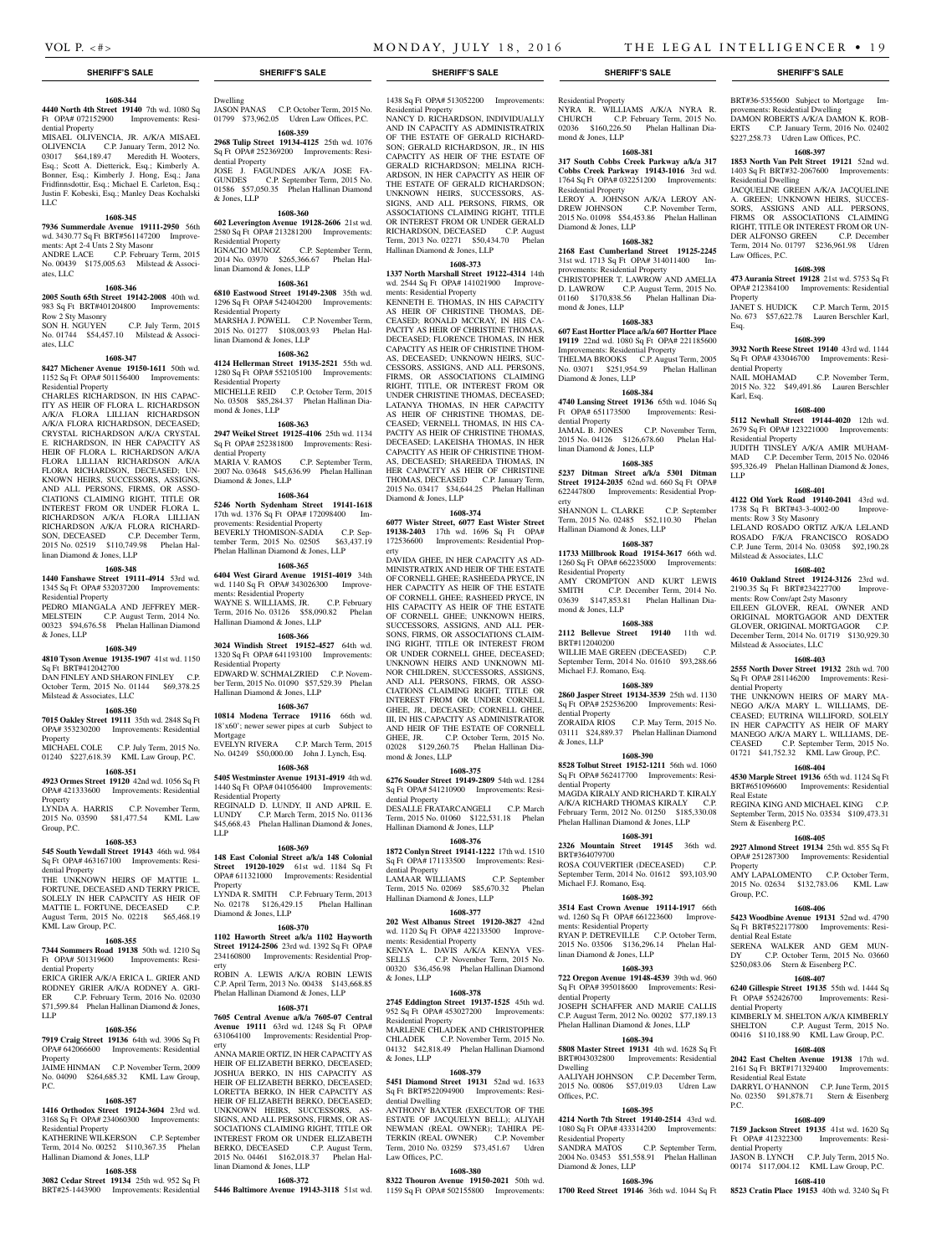**1608-344**

**4440 North 4th Street 19140** 7th wd. 1080 Sq Ft OPA# 072152900 Improvements: Residential Property

MISAEL OLIVENCIA, JR. A/K/A MISAEL OLIVENCIA C.P. January Term, 2012 No. 03017 $64,189.47 Meredith H. Wooters, Esq.; Scott A. Dietterick, Esq.; Kimberly A. Bonner, Esq.; Kimberly J. Hong, Esq.; Jana Fridfinnsdottir, Esq.; Michael E. Carleton, Esq.; Justin F. Kobeski, Esq.; Manley Deas Kochalski LLC

**1608-345**

**7936 Summerdale Avenue 19111-2950** 56th wd. 3430.77 Sq Ft BRT#561147200 Improvements: Apt 2-4 Unts 2 Sty Masonr

ANDRE LACE C.P. February Term, 2015 No. 00439 $175,005.63 Milstead & Associates, LLC

**1608-346**

**2005 South 65th Street 19142-2008** 40th wd. 983 Sq Ft BRT#401204800 Improvements: Row 2 Sty Masonry

SON H. NGUYEN C.P. July Term, 2015 No. 01744 $54,457.10 Milstead & Associates, LLC

**1608-347**

**8427 Michener Avenue 19150-1611** 50th wd. 1152 Sq Ft OPA# 501156400 Improvements: Residential Property

CHARLES RICHARDSON, IN HIS CAPACITY AS HEIR OF FLORA L. RICHARDSON A/K/A FLORA LILLIAN RICHARDSON A/K/A FLORA RICHARDSON, DECEASED; CRYSTAL RICHARDSON A/K/A CRYSTAL E. RICHARDSON, IN HER CAPACITY AS HEIR OF FLORA L. RICHARDSON A/K/A FLORA LILLIAN RICHARDSON A/K/A FLORA RICHARDSON, DECEASED; UNKNOWN HEIRS, SUCCESSORS, ASSIGNS, AND ALL PERSONS, FIRMS, OR ASSOCIATIONS CLAIMING RIGHT, TITLE OR INTEREST FROM OR UNDER FLORA L. RICHARDSON A/K/A FLORA LILLIAN RICHARDSON A/K/A FLORA RICHARDSON, DECEASED C.P. December Term, 2015 No. 02519 $110,749.98 Phelan Hallinan Diamond & Jones, LLP

**1608-348**

**1440 Fanshawe Street 19111-4914** 53rd wd. 1345 Sq Ft OPA# 532037200 Improvements: Residential Property

PEDRO MIANGALA AND JEFFREY MERMELSTEIN C.P. August Term, 2014 No. 00323 $94,676.58 Phelan Hallinan Diamond & Jones, LLP

**1608-349**

**4810 Tyson Avenue 19135-1907** 41st wd. 1150 Sq Ft BRT#412042700

DAN FINLEY AND SHARON FINLEY C.P. October Term, 2015 No. 01144 $69,378.25 Milstead & Associates, LLC

**1608-350**

**7015 Oakley Street 19111** 35th wd. 2848 Sq Ft OPA# 353230200 Improvements: Residential Property

MICHAEL COLE C.P. July Term, 2015 No. 01240 $227,618.39 KML Law Group, P.C.

**1608-351**

**4923 Ormes Street 19120** 42nd wd. 1056 Sq Ft OPA# 421333600 Improvements: Residential Property

LYNDA A. HARRIS C.P. November Term, 2015 No. 03590 $81,477.54 KML Law Group, P.C.

**1608-353**

**545 South Yewdall Street 19143** 46th wd. 984 Sq Ft OPA# 463167100 Improvements: Residential Property

THE UNKNOWN HEIRS OF MATTIE L. FORTUNE, DECEASED AND TERRY PRICE, SOLELY IN HER CAPACITY AS HEIR OF MATTIE L. FORTUNE, DECEASED C.P. August Term, 2015 No. 02218 $65,468.19 KML Law Group, P.C.

**1608-355**

**7344 Sommers Road 19138** 50th wd. 1210 Sq Ft OPA# 501319600 Improvements: Residential Property

ERICA GRIER A/K/A ERICA L. GRIER AND RODNEY GRIER A/K/A RODNEY A. GRIER C.P. February Term, 2016 No. 02030 $71,599.84 Phelan Hallinan Diamond & Jones, LLP

**1608-356**

**7919 Craig Street 19136** 64th wd. 3906 Sq Ft OPA# 642066600 Improvements: Residential Property

JAIME HINMAN C.P. November Term, 2009 No. 04090 $264,685.32 KML Law Group, P.C.

**1608-357**

**1416 Orthodox Street 19124-3604** 23rd wd. 3168 Sq Ft OPA# 234060300 Improvements: Residential Property

KATHERINE WILKERSON C.P. September Term, 2014 No. 00252 $110,367.35 Phelan Hallinan Diamond & Jones, LLP

**1608-358**

**3082 Cedar Street 19134** 25th wd. 952 Sq Ft BRT#25-1443900 Improvements: Residential Dwelling

JASON PANAS C.P. October Term, 2015 No. 01799 $73,962.05 Udren Law Offices, P.C.

**1608-359**

**2968 Tulip Street 19134-4125** 25th wd. 1076 Sq Ft OPA# 252369200 Improvements: Residential Property

JOSE J. FAGUNDES A/K/A JOSE FAGUNDES C.P. September Term, 2015 No. 01586 $57,050.35 Phelan Hallinan Diamond & Jones, LLP

**1608-360**

**602 Leverington Avenue 19128-2606** 21st wd. 2580 Sq Ft OPA# 213281200 Improvements: Residential Property

IGNACIO MUNOZ C.P. September Term, 2014 No. 03970 $265,366.67 Phelan Hallinan Diamond & Jones, LLP

**1608-361**

**6810 Eastwood Street 19149-2308** 35th wd. 1296 Sq Ft OPA# 542404200 Improvements: Residential Property

MARSHA J. POWELL C.P. November Term, 2015 No. 01277 $108,003.93 Phelan Hallinan Diamond & Jones, LLP

**1608-362**

**4124 Hellerman Street 19135-2521** 55th wd. 1280 Sq Ft OPA# 552105100 Improvements: Residential Property

MICHELLE REID C.P. October Term, 2015 No. 03508 $85,284.37 Phelan Hallinan Diamond & Jones, LLP

**1608-363**

**2947 Weikel Street 19125-4106** 25th wd. 1134 Sq Ft OPA# 252381800 Improvements: Residential Property

MARIA V. RAMOS C.P. September Term, 2007 No. 03648 $45,636.99 Phelan Hallinan Diamond & Jones, LLP

**1608-364**

**5246 North Sydenham Street 19141-1618** 17th wd. 1376 Sq Ft OPA# 172098400 Improvements: Residential Property

BEVERLY THOMISON-SADIA C.P. September Term, 2015 No. 02505 $63,437.19 Phelan Hallinan Diamond & Jones, LLP

**1608-365**

**6404 West Girard Avenue 19151-4019** 34th wd. 1140 Sq Ft OPA# 343026300 Improvements: Residential Property

WAYNE S. WILLIAMS, JR. C.P. February Term, 2016 No. 03126 $58,090.82 Phelan Hallinan Diamond & Jones, LLP

**1608-366**

**3024 Windish Street 19152-4527** 64th wd. 1320 Sq Ft OPA# 641193100 Improvements: Residential Property

EDWARD W. SCHMALZRIED C.P. November Term, 2015 No. 01090 $57,529.39 Phelan Hallinan Diamond & Jones, LLP

**1608-367**

**10814 Modena Terrace 19116** 66th wd. 18'x60'; newer sewer pipes at curb Subject to Mortgage

EVELYN RIVERA C.P. March Term, 2015 No. 04249 $50,000.00 John J. Lynch, Esq.

**1608-368**

**5405 Westminster Avenue 19131-4919** 4th wd. 1440 Sq Ft OPA# 041056400 Improvements: Residential Property

REGINALD D. LUNDY, II AND APRIL E. LUNDY C.P. March Term, 2015 No. 01136 $45,668.43 Phelan Hallinan Diamond & Jones, LLP

**1608-369**

**148 East Colonial Street a/k/a 148 Colonial Street 19120-1029** 61st wd. 1184 Sq Ft OPA# 611321000 Improvements: Residential Property

LYNDA R. SMITH C.P. February Term, 2013 No. 02178 $126,429.15 Phelan Hallinan Diamond & Jones, LLP

**1608-370**

**1102 Haworth Street a/k/a 1102 Hayworth Street 19124-2506** 23rd wd. 1392 Sq Ft OPA# 234160800 Improvements: Residential Property

ROBIN A. LEWIS A/K/A ROBIN LEWIS C.P. April Term, 2013 No. 00438 $143,668.85 Phelan Hallinan Diamond & Jones, LLP

**1608-371**

**7605 Central Avenue a/k/a 7605-07 Central Avenue 19111** 63rd wd. 1248 Sq Ft OPA# 631064100 Improvements: Residential Property

ANNA MARIE ORTIZ, IN HER CAPACITY AS HEIR OF ELIZABETH BERKO, DECEASED; JOSHUA BERKO, IN HIS CAPACITY AS HEIR OF ELIZABETH BERKO, DECEASED; LORETTA BERKO, IN HER CAPACITY AS HEIR OF ELIZABETH BERKO, DECEASED; UNKNOWN HEIRS, SUCCESSORS, ASSIGNS, AND ALL PERSONS, FIRMS, OR ASSOCIATIONS CLAIMING RIGHT, TITLE OR INTEREST FROM OR UNDER ELIZABETH BERKO, DECEASED C.P. August Term, 2015 No. 04461 $162,018.37 Phelan Hallinan Diamond & Jones, LLP

**1608-372**

**5446 Baltimore Avenue 19143-3118** 51st wd. 1438 Sq Ft OPA# 513052200 Improvements: Residential Property

NANCY D. RICHARDSON, INDIVIDUALLY AND IN CAPACITY AS ADMINISTRATRIX OF THE ESTATE OF GERALD RICHARDSON; GERALD RICHARDSON, JR., IN HIS CAPACITY AS HEIR OF THE ESTATE OF GERALD RICHARDSON; MELINA RICHARDSON, IN HER CAPACITY AS HEIR OF THE ESTATE OF GERALD RICHARDSON; UNKNOWN HEIRS, SUCCESSORS, ASSIGNS, AND ALL PERSONS, FIRMS, OR ASSOCIATIONS CLAIMING RIGHT, TITLE OR INTEREST FROM OR UNDER GERALD RICHARDSON, DECEASED C.P. August Term, 2013 No. 02271 $50,434.70 Phelan Hallinan Diamond & Jones, LLP

**1608-373**

**1337 North Marshall Street 19122-4314** 14th wd. 2544 Sq Ft OPA# 141021900 Improvements: Residential Property

KENNETH E. THOMAS, IN HIS CAPACITY AS HEIR OF CHRISTINE THOMAS, DECEASED; RONALD MCCRAY, IN HIS CAPACITY AS HEIR OF CHRISTINE THOMAS, DECEASED; FLORENCE THOMAS, IN HER CAPACITY AS HEIR OF CHRISTINE THOMAS, DECEASED; UNKNOWN HEIRS, SUCCESSORS, ASSIGNS, AND ALL PERSONS, FIRMS, OR ASSOCIATIONS CLAIMING RIGHT, TITLE, OR INTEREST FROM OR UNDER CHRISTINE THOMAS, DECEASED; LATANYA THOMAS, IN HER CAPACITY AS HEIR OF CHRISTINE THOMAS, DECEASED; VERNELL THOMAS, IN HIS CAPACITY AS HEIR OF CHRISTINE THOMAS, DECEASED; LAKEISHA THOMAS, IN HER CAPACITY AS HEIR OF CHRISTINE THOMAS, DECEASED; SHAREEDA THOMAS, IN HER CAPACITY AS HEIR OF CHRISTINE THOMAS, DECEASED C.P. January Term, 2015 No. 03417 $34,644.25 Phelan Hallinan Diamond & Jones, LLP

**1608-374**

**6077 Wister Street, 6077 East Wister Street 19138-2403** 17th wd. 1696 Sq Ft OPA# 172536600 Improvements: Residential Property

DAVIDA GHEE, IN HER CAPACITY AS ADMINISTRATRIX AND HEIR OF THE ESTATE OF CORNELL GHEE; RASHEEDA PRYCE, IN HER CAPACITY AS HEIR OF THE ESTATE OF CORNELL GHEE; RASHEED PRYCE, IN HIS CAPACITY AS HEIR OF THE ESTATE OF CORNELL GHEE; UNKNOWN HEIRS, SUCCESSORS, ASSIGNS, AND ALL PERSONS, FIRMS, OR ASSOCIATIONS CLAIMING RIGHT, TITLE OR INTEREST FROM OR UNDER CORNELL GHEE, DECEASED; UNKNOWN HEIRS AND UNKNOWN MINOR CHILDREN, SUCCESSORS, ASSIGNS, AND ALL PERSONS, FIRMS, OR ASSOCIATIONS CLAIMING RIGHT, TITLE OR INTEREST FROM OR UNDER CORNELL GHEE, JR., DECEASED; CORNELL GHEE, III, IN HIS CAPACITY AS ADMINISTRATOR AND HEIR OF THE ESTATE OF CORNELL GHEE, JR. C.P. October Term, 2015 No. 02028 $129,260.75 Phelan Hallinan Diamond & Jones, LLP

**1608-375**

**6276 Souder Street 19149-2809** 54th wd. 1284 Sq Ft OPA# 541210900 Improvements: Residential Property

DESALLE FRATARCANGELI C.P. March Term, 2015 No. 01060 $122,531.18 Phelan Hallinan Diamond & Jones, LLP

**1608-376**

**1872 Conlyn Street 19141-1222** 17th wd. 1510 Sq Ft OPA# 171133500 Improvements: Residential Property

LAMAAR WILLIAMS C.P. September Term, 2015 No. 02069 $85,670.32 Phelan Hallinan Diamond & Jones, LLP

**1608-377**

**202 West Albanus Street 19120-3827** 42nd wd. 1120 Sq Ft OPA# 422133500 Improvements: Residential Property

KENYA L. DAVIS A/K/A KENYA VESSELLS C.P. November Term, 2015 No. 00320 $36,456.98 Phelan Hallinan Diamond & Jones, LLP

**1608-378**

**2745 Eddington Street 19137-1525** 45th wd. 952 Sq Ft OPA# 453027200 Improvements: Residential Property

MARLENE CHLADEK AND CHRISTOPHER CHLADEK C.P. November Term, 2015 No. 04132 $42,818.49 Phelan Hallinan Diamond & Jones, LLP

**1608-379**

**5451 Diamond Street 19131** 52nd wd. 1633 Sq Ft BRT#522094900 Improvements: Residential Dwelling

ANTHONY BAXTER (EXECUTOR OF THE ESTATE OF JACQUELYN BELL); ALIYAH NEWMAN (REAL OWNER); TAHIRA PETERKIN (REAL OWNER) C.P. November Term, 2010 No. 03259 $73,451.67 Udren Law Offices, P.C.

**1608-380**

**8322 Thouron Avenue 19150-2021** 50th wd. 1159 Sq Ft OPA# 502155800 Improvements: Residential Property

NYRA R. WILLIAMS A/K/A NYRA R. CHURCH C.P. February Term, 2015 No. 02036 $160,226.50 Phelan Hallinan Diamond & Jones, LLP

**1608-381**

**317 South Cobbs Creek Parkway a/k/a 317 Cobbs Creek Parkway 19143-1016** 3rd wd. 1764 Sq Ft OPA# 032251200 Improvements: Residential Property

LEROY A. JOHNSON A/K/A LEROY ANDREW JOHNSON C.P. November Term, 2015 No. 01098 $54,453.86 Phelan Hallinan Diamond & Jones, LLP

**1608-382**

**2168 East Cumberland Street 19125-2245** 31st wd. 1713 Sq Ft OPA# 314011400 Improvements: Residential Property

CHRISTOPHER T. LAWROW AND AMELIA D. LAWROW C.P. August Term, 2015 No. 01160 $170,838.56 Phelan Hallinan Diamond & Jones, LLP

**1608-383**

**607 East Hortter Place a/k/a 607 Hortter Place 19119** 22nd wd. 1080 Sq Ft OPA# 221185600 Improvements: Residential Property

THELMA BROOKS C.P. August Term, 2005 No. 03071 $251,954.59 Phelan Hallinan Diamond & Jones, LLP

**1608-384**

**4740 Lansing Street 19136** 65th wd. 1046 Sq Ft OPA# 651173500 Improvements: Residential Property

JAMAL B. JONES C.P. November Term, 2015 No. 04126 $126,678.60 Phelan Hallinan Diamond & Jones, LLP

**1608-385**

**5237 Ditman Street a/k/a 5301 Ditman Street 19124-2035** 62nd wd. 660 Sq Ft OPA# 622447800 Improvements: Residential Property

SHANNON L. CLARKE C.P. September Term, 2015 No. 02485 $52,110.30 Phelan Hallinan Diamond & Jones, LLP

**1608-387**

**11733 Millbrook Road 19154-3617** 66th wd. 1260 Sq Ft OPA# 662235000 Improvements: Residential Property

AMY CROMPTON AND KURT LEWIS SMITH C.P. December Term, 2014 No. 03639 $147,853.81 Phelan Hallinan Diamond & Jones, LLP

**1608-388**

**2112 Bellevue Street 19140** 11th wd. BRT#112040200

WILLIE MAE GREEN (DECEASED) C.P. September Term, 2014 No. 01610 $93,288.66 Michael F.J. Romano, Esq.

**1608-389**

**2860 Jasper Street 19134-3539** 25th wd. 1130 Sq Ft OPA# 252536200 Improvements: Residential Property

ZORAIDA RIOS C.P. May Term, 2015 No. 03111 $24,889.37 Phelan Hallinan Diamond & Jones, LLP

**1608-390**

**8528 Tolbut Street 19152-1211** 56th wd. 1060 Sq Ft OPA# 562417700 Improvements: Residential Property

MAGDA KIRALY AND RICHARD T. KIRALY A/K/A RICHARD THOMAS KIRALY C.P. February Term, 2012 No. 01250 $185,330.08 Phelan Hallinan Diamond & Jones, LLP

**1608-391**

**2326 Mountain Street 19145** 36th wd. BRT#364079700

ROSA COUVERTIER (DECEASED) C.P. September Term, 2014 No. 01612 $93,103.90 Michael F.J. Romano, Esq.

**1608-392**

**3514 East Crown Avenue 19114-1917** 66th wd. 1260 Sq Ft OPA# 661223600 Improvements: Residential Property

RYAN P. DETREVILLE C.P. October Term, 2015 No. 03506 $136,296.14 Phelan Hallinan Diamond & Jones, LLP

**1608-393**

**722 Oregon Avenue 19148-4539** 39th wd. 960 Sq Ft OPA# 395018600 Improvements: Residential Property

JOSEPH SCHAFFER AND MARIE CALLIS C.P. August Term, 2012 No. 00202 $77,189.13 Phelan Hallinan Diamond & Jones, LLP

**1608-394**

**5808 Master Street 19131** 4th wd. 1628 Sq Ft BRT#043032800 Improvements: Residential Dwelling

AALIYAH JOHNSON C.P. December Term, 2015 No. 00806 $57,019.03 Udren Law Offices, P.C.

**1608-395**

**4214 North 7th Street 19140-2514** 43rd wd. 1080 Sq Ft OPA# 433314200 Improvements: Residential Property

SANDRA MATOS C.P. September Term, 2004 No. 03453 $51,558.91 Phelan Hallinan Diamond & Jones, LLP

**1608-396**

**1700 Reed Street 19146** 36th wd. 1044 Sq Ft BRT#36-5355600 Subject to Mortgage Improvements: Residential Dwelling

DAMON ROBERTS A/K/A DAMON K. ROBERTS C.P. January Term, 2016 No. 02402 $227,258.73 Udren Law Offices, P.C.

**1608-397**

**1853 North Van Pelt Street 19121** 52nd wd. 1403 Sq Ft BRT#32-2067600 Improvements: Residential Dwelling

JACQUELINE GREEN A/K/A JACQUELINE A. GREEN; UNKNOWN HEIRS, SUCCESSORS, ASSIGNS AND ALL PERSONS, FIRMS OR ASSOCIATIONS CLAIMING RIGHT, TITLE OR INTEREST FROM OR UNDER ALFONSO GREEN C.P. December Term, 2014 No. 01797 $236,961.98 Udren Law Offices, P.C.

**1608-398**

**473 Aurania Street 19128** 21st wd. 5753 Sq Ft OPA# 212384100 Improvements: Residential Property

JANET S. HUDICK C.P. March Term, 2015 No. 673 $57,622.78 Lauren Berschler Karl, Esq.

**1608-399**

**3932 North Reese Street 19140** 43rd wd. 1144 Sq Ft OPA# 433046700 Improvements: Residential Property

NAIL MOHAMAD C.P. November Term, 2015 No. 322 $49,491.86 Lauren Berschler Karl, Esq.

**1608-400**

**5112 Newhall Street 19144-4020** 12th wd. 2679 Sq Ft OPA# 123221000 Improvements: Residential Property

JUDITH TINSLEY A/K/A AMIR MUHAMMAD C.P. December Term, 2015 No. 02046 $95,326.49 Phelan Hallinan Diamond & Jones, LLP

**1608-401**

**4122 Old York Road 19140-2041** 43rd wd. 1738 Sq Ft BRT#43-3-4002-00 Improvements: Row 3 Sty Masonry

LELAND ROSADO ORTIZ A/K/A LELAND ROSADO F/K/A FRANCISCO ROSADO C.P. June Term, 2014 No. 03058 $92,190.28 Milstead & Associates, LLC

**1608-402**

**4610 Oakland Street 19124-3126** 23rd wd. 2190.35 Sq Ft BRT#234227700 Improvements: Row Conv/apt 2sty Masonry

EILEEN GLOVER, REAL OWNER AND ORIGINAL MORTGAGOR AND DEXTER GLOVER, ORIGINAL MORTGAGOR C.P. December Term, 2014 No. 01719 $130,929.30 Milstead & Associates, LLC

**1608-403**

**2555 North Dover Street 19132** 28th wd. 700 Sq Ft OPA# 281146200 Improvements: Residential Property

THE UNKNOWN HEIRS OF MARY MANEGO A/K/A MARY L. WILLIAMS, DECEASED; EUTRINA WILLIFORD, SOLELY IN HER CAPACITY AS HEIR OF MARY MANEGO A/K/A MARY L. WILLIAMS, DECEASED C.P. September Term, 2015 No. 01721 $41,752.32 KML Law Group, P.C.

**1608-404**

**4530 Marple Street 19136** 65th wd. 1124 Sq Ft BRT#651096600 Improvements: Residential Real Estate

REGINA KING AND MICHAEL KING C.P. September Term, 2015 No. 03534 $109,473.31 Stern & Eisenberg P.C.

**1608-405**

**2927 Almond Street 19134** 25th wd. 855 Sq Ft OPA# 251287300 Improvements: Residential Property

AMY LAPALOMENTO C.P. October Term, 2015 No. 02634 $132,783.06 KML Law Group, P.C.

**1608-406**

**5423 Woodbine Avenue 19131** 52nd wd. 4790 Sq Ft BRT#522177800 Improvements: Residential Real Estate

SERENA WALKER AND GEM MUNDY C.P. October Term, 2015 No. 03660 $250,083.06 Stern & Eisenberg P.C.

**1608-407**

**6240 Gillespie Street 19135** 55th wd. 1444 Sq Ft OPA# 552426700 Improvements: Residential Property

KIMBERLY M. SHELTON A/K/A KIMBERLY SHELTON C.P. August Term, 2015 No. 00416 $110,188.90 KML Law Group, P.C.

**1608-408**

**2042 East Chelten Avenue 19138** 17th wd. 2161 Sq Ft BRT#171329400 Improvements: Residential Real Estate

DARRYL O'HANNON C.P. June Term, 2015 No. 02350 $91,878.71 Stern & Eisenberg P.C.

**1608-409**

**7159 Jackson Street 19135** 41st wd. 1620 Sq Ft OPA# 412322300 Improvements: Residential Property

JASON B. LYNCH C.P. July Term, 2015 No. 00174 $117,004.12 KML Law Group, P.C.

**1608-410**

**8523 Cratin Place 19153** 40th wd. 3240 Sq Ft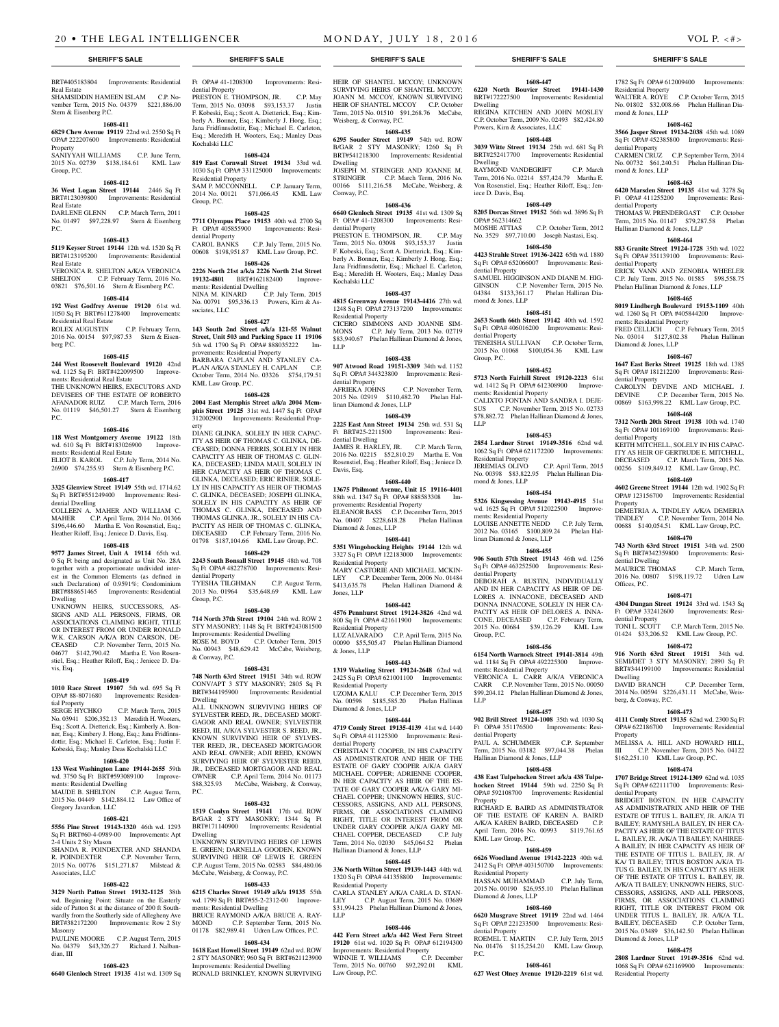## SHERIFF'S SALE

BRT#405183804 Improvements: Residential Real Estate
SHAMSIDDIN HAMEEN ISLAM C.P. November Term, 2015 No. 04379 $221,886.00 Stern & Eisenberg P.C.

**1608-411**

**6829 Chew Avenue 19119** 22nd wd. 2550 Sq Ft OPA# 222207600 Improvements: Residential Property
SANIYYAH WILLIAMS C.P. June Term, 2015 No. 02739 $138,184.61 KML Law Group, P.C.

**1608-412**

**36 West Logan Street 19144** 2446 Sq Ft BRT#123039800 Improvements: Residential Real Estate
DARLENE GLENN C.P. March Term, 2011 No. 01497 $97,228.97 Stern & Eisenberg P.C.

**1608-413**

**5119 Keyser Street 19144** 12th wd. 1520 Sq Ft BRT#123195200 Improvements: Residential Real Estate
VERONICA R. SHELTON A/K/A VERONICA SHELTON C.P. February Term, 2016 No. 03821 $76,501.16 Stern & Eisenberg P.C.

**1608-414**

**192 West Godfrey Avenue 19120** 61st wd. 1050 Sq Ft BRT#611278400 Improvements: Residential Real Estate
ROLEX AUGUSTIN C.P. February Term, 2016 No. 00154 $97,987.53 Stern & Eisenberg P.C.

**1608-415**

**244 West Roosevelt Boulevard 19120** 42nd wd. 1125 Sq Ft BRT#422099500 Improvements: Residential Real Estate
THE UNKNOWN HEIRS, EXECUTORS AND DEVISEES OF THE ESTATE OF ROBERTO AFANADOR RUIZ C.P. March Term, 2016 No. 01119 $46,501.27 Stern & Eisenberg P.C.

**1608-416**

**118 West Montgomery Avenue 19122** 18th wd. 610 Sq Ft BRT#183026900 Improvements: Residential Real Estate
ELIOT B. KAROL C.P. July Term, 2014 No. 26900 $74,255.93 Stern & Eisenberg P.C.

**1608-417**

**3325 Glenview Street 19149** 55th wd. 1714.62 Sq Ft BRT#551249400 Improvements: Residential Dwelling
COLLEEN A. MAHER AND WILLIAM C. MAHER C.P. April Term, 2014 No. 01366 $196,446.60 Martha E. Von Rosenstiel, Esq.; Heather Riloff, Esq.; Jeniece D. Davis, Esq.

**1608-418**

**9577 James Street, Unit A 19114** 65th wd. 0 Sq Ft being and designated as Unit No. 28A together with a proportionate undivided interest in the Common Elements (as defined in such Declaration) of 0.9591%; Condominium BRT#888651465 Improvements: Residential Dwelling
UNKNOWN HEIRS, SUCCESSORS, ASSIGNS AND ALL PERSONS, FIRMS, OR ASSOCIATIONS CLAIMING RIGHT, TITLE OR INTEREST FROM OR UNDER RONALD W.K. CARSON A/K/A RON CARSON, DECEASED C.P. November Term, 2015 No. 04677 $142,790.42 Martha E. Von Rosenstiel, Esq.; Heather Riloff, Esq.; Jeniece D. Davis, Esq.

**1608-419**

**1010 Race Street 19107** 5th wd. 695 Sq Ft OPA# 88-8071680 Improvements: Residential Property
SERGE HYCHKO C.P. March Term, 2015 No. 03941 $206,352.13 Meredith H. Wooters, Esq.; Scott A. Dietterick, Esq.; Kimberly A. Bonner, Esq.; Kimberly J. Hong, Esq.; Jana Fridfinnsdottir, Esq.; Michael E. Carleton, Esq.; Justin F. Kobeski, Esq.; Manley Deas Kochalski LLC

**1608-420**

**133 West Washington Lane 19144-2655** 59th wd. 3750 Sq Ft BRT#593089100 Improvements: Residential Dwelling
MAUDE B. SHELTON C.P. August Term, 2015 No. 04449 $142,884.12 Law Office of Gregory Javardian, LLC

**1608-421**

**5556 Pine Street 19143-1320** 46th wd. 1293 Sq Ft BRT#60-4-0989-00 Improvements: Apt 2-4 Units 2 Sty Mason
SHANDA R. POINDEXTER AND SHANDA R. POINDEXTER C.P. November Term, 2015 No. 00776 $151,271.87 Milstead & Associates, LLC

**1608-422**

**3129 North Patton Street 19132-1125** 38th wd. Beginning Point: Situate on the Easterly side of Patton St at the distance of 200 ft Southwardly from the Southerly side of Allegheny Ave BRT#382172200 Improvements: Row 2 Sty Masonry
PAULINE MOORE C.P. August Term, 2015 No. 04379 $43,326.27 Richard J. Nalbandian, III

**1608-423**

**6640 Glenloch Street 19135** 41st wd. 1309 Sq Ft OPA# 41-1208300 Improvements: Residential Property
PRESTON E. THOMPSON, JR. C.P. May Term, 2015 No. 03098 $93,153.37 Justin F. Kobeski, Esq.; Scott A. Dietterick, Esq.; Kimberly A. Bonner, Esq.; Kimberly J. Hong, Esq.; Jana Fridfinnsdottir, Esq.; Michael E. Carleton, Esq.; Meredith H. Wooters, Esq.; Manley Deas Kochalski LLC

**1608-424**

**819 East Cornwall Street 19134** 33rd wd. 1030 Sq Ft OPA# 331125000 Improvements: Residential Property
SAM P. MCCONNELL C.P. January Term, 2014 No. 00121 $71,066.45 KML Law Group, P.C.

**1608-425**

**7711 Olympus Place 19153** 40th wd. 2700 Sq Ft OPA# 405855900 Improvements: Residential Property
CAROL BANKS C.P. July Term, 2015 No. 00608 $198,951.87 KML Law Group, P.C.

**1608-426**

**2226 North 21st a/k/a 2226 North 21st Street 19132-4801** BRT#162182400 Improvements: Residential Dwelling
NINA M. KINARD C.P. July Term, 2015 No. 00791 $95,336.13 Powers, Kirn & Associates, LLC

**1608-427**

**143 South 2nd Street a/k/a 121-55 Walnut Street, Unit 503 and Parking Space 11 19106** 5th wd. 1790 Sq Ft OPA# 888035222 Improvements: Residential Property
BARBARA CAPLAN AND STANLEY CAPLAN A/K/A STANLEY H. CAPLAN C.P. October Term, 2014 No. 03326 $754,179.51 KML Law Group, P.C.

**1608-428**

**2004 East Memphis Street a/k/a 2004 Memphis Street 19125** 31st wd. 1447 Sq Ft OPA# 312002900 Improvements: Residential Property
DIANE GLINKA, SOLELY IN HER CAPACITY AS HEIR OF THOMAS C. GLINKA, DECEASED; DONNA FERRIS, SOLELY IN HER CAPACITY AS HEIR OF THOMAS C. GLINKA, DECEASED; LINDA MAUI, SOLELY IN HER CAPACITY AS HEIR OF THOMAS C. GLINKA, DECEASED; ERIC RINIER, SOLELY IN HIS CAPACITY AS HEIR OF THOMAS C. GLINKA, DECEASED; JOSEPH GLINKA, SOLELY IN HIS CAPACITY AS HEIR OF THOMAS C. GLINKA, DECEASED AND THOMAS GLINKA, JR., SOLELY IN HIS CAPACITY AS HEIR OF THOMAS C. GLINKA, DECEASED C.P. February Term, 2016 No. 01798 $187,104.66 KML Law Group, P.C.

**1608-429**

**2243 South Bonsall Street 19145** 48th wd. 708 Sq Ft OPA# 482278700 Improvements: Residential Property
TYESHA TILGHMAN C.P. August Term, 2013 No. 01964 $35,648.69 KML Law Group, P.C.

**1608-430**

**714 North 37th Street 19104** 24th wd. ROW 2 STY MASONRY; 1148 Sq Ft BRT#243081500 Improvements: Residential Dwelling
ROSE M. BOYD C.P. October Term, 2015 No. 00943 $48,629.42 McCabe, Weisberg, & Conway, P.C.

**1608-431**

**748 North 63rd Street 19151** 34th wd. ROW CONV/APT 3 STY MASONRY; 2805 Sq Ft BRT#344195900 Improvements: Residential Dwelling
ALL UNKNOWN SURVIVING HEIRS OF SYLVESTER REED, JR., DECEASED MORTGAGOR AND REAL OWNER; SYLVESTER REED, III, A/K/A SYLVESTER S. REED, JR., KNOWN SURVIVING HEIR OF SYLVESTER REED, JR., DECEASED MORTGAGOR AND REAL OWNER; ADJI REED, KNOWN SURVIVING HEIR OF SYLVESTER REED, JR., DECEASED MORTGAGOR AND REAL OWNER C.P. April Term, 2014 No. 01173 $88,325.93 McCabe, Weisberg, & Conway, P.C.

**1608-432**

**1519 Conlyn Street 19141** 17th wd. ROW B/GAR 2 STY MASONRY; 1344 Sq Ft BRT#171140900 Improvements: Residential Dwelling
UNKNOWN SURVIVING HEIRS OF LEWIS E. GREEN; DARNELLA GOODEN, KNOWN SURVIVING HEIR OF LEWIS E. GREEN C.P. August Term, 2015 No. 02583 $84,480.06 McCabe, Weisberg, & Conway, P.C.

**1608-433**

**6215 Charles Street 19149 a/k/a 19135** 55th wd. 1799 Sq Ft BRT#55-2-2312-00 Improvements: Residential Dwelling
BRUCE RAYMOND A/K/A BRUCE A. RAYMOND C.P. September Term, 2015 No. 01178 $82,989.41 Udren Law Offices, P.C.

**1608-434**

**1618 East Howell Street 19149** 62nd wd. ROW 2 STY MASONRY; 960 Sq Ft BRT#621123900 Improvements: Residential Dwelling
RONALD BRINKLEY, KNOWN SURVIVING HEIR OF SHANTEL MCCOY; UNKNOWN SURVIVING HEIRS OF SHANTEL MCCOY; JOANN M. MCCOY, KNOWN SURVIVING HEIR OF SHANTEL MCCOY C.P. October Term, 2015 No. 01510 $91,268.76 McCabe, Weisberg, & Conway, P.C.

**1608-435**

**6295 Souder Street 19149** 54th wd. ROW B/GAR 2 STY MASONRY; 1260 Sq Ft BRT#541218300 Improvements: Residential Dwelling
JOSEPH M. STRINGER AND JOANNE M. STRINGER C.P. March Term, 2016 No. 00166 $111,216.58 McCabe, Weisberg, & Conway, P.C.

**1608-436**

**6640 Glenloch Street 19135** 41st wd. 1309 Sq Ft OPA# 41-1208300 Improvements: Residential Property
PRESTON E. THOMPSON, JR. C.P. May Term, 2015 No. 03098 $93,153.37 Justin F. Kobeski, Esq.; Scott A. Dietterick, Esq.; Kimberly A. Bonner, Esq.; Kimberly J. Hong, Esq.; Jana Fridfinnsdottir, Esq.; Michael E. Carleton, Esq.; Meredith H. Wooters, Esq.; Manley Deas Kochalski LLC

**1608-437**

**4815 Greenway Avenue 19143-4416** 27th wd. 1248 Sq Ft OPA# 273137200 Improvements: Residential Property
CICERO SIMMONS AND JOANNE SIMMONS C.P. July Term, 2013 No. 02719 $83,940.67 Phelan Hallinan Diamond & Jones, LLP

**1608-438**

**907 Atwood Road 19151-3309** 34th wd. 1152 Sq Ft OPA# 344323800 Improvements: Residential Property
AFRIEKA JOHNS C.P. November Term, 2015 No. 02919 $110,482.70 Phelan Hallinan Diamond & Jones, LLP

**1608-439**

**2225 East Ann Street 19134** 25th wd. 531 Sq Ft BRT#25-2211500 Improvements: Residential Dwelling
JAMES R. HARLEY, JR. C.P. March Term, 2016 No. 02215 $52,810.29 Martha E. Von Rosenstiel, Esq.; Heather Riloff, Esq.; Jeniece D. Davis, Esq.

**1608-440**

**13675 Philmont Avenue, Unit 15 19116-4401** 88th wd. 1347 Sq Ft OPA# 888583308 Improvements: Residential Property
ELEANOR BASS C.P. December Term, 2015 No. 00407 $228,618.28 Phelan Hallinan Diamond & Jones, LLP

**1608-441**

**5351 Wingohocking Heights 19144** 12th wd. 3327 Sq Ft OPA# 122183000 Improvements: Residential Property
MARY CASTORIE AND MICHAEL MCKINLEY C.P. December Term, 2006 No. 01484 $413,635.78 Phelan Hallinan Diamond & Jones, LLP

**1608-442**

**4576 Pennhurst Street 19124-3826** 42nd wd. 800 Sq Ft OPA# 421611900 Improvements: Residential Property
LUZ ALVARADO C.P. April Term, 2015 No. 00090 $55,505.47 Phelan Hallinan Diamond & Jones, LLP

**1608-443**

**1319 Wakeling Street 19124-2648** 62nd wd. 2425 Sq Ft OPA# 621001100 Improvements: Residential Property
UZOMA KALU C.P. December Term, 2015 No. 00598 $185,585.20 Phelan Hallinan Diamond & Jones, LLP

**1608-444**

**4719 Comly Street 19135-4139** 41st wd. 1440 Sq Ft OPA# 411125300 Improvements: Residential Property
CHRISTIAN T. COOPER, IN HIS CAPACITY AS ADMINISTRATOR AND HEIR OF THE ESTATE OF GARY COOPER A/K/A GARY MICHAEL COPPER; ADRIENNE COOPER, IN HER CAPACITY AS HEIR OF THE ESTATE OF GARY COOPER A/K/A GARY MICHAEL COPPER; UNKNOWN HEIRS, SUCCESSORS, ASSIGNS, AND ALL PERSONS, FIRMS, OR ASSOCIATIONS CLAIMING RIGHT, TITLE OR INTEREST FROM OR UNDER GARY COOPER A/K/A GARY MICHAEL COPPER, DECEASED C.P. July Term, 2014 No. 02030 $45,064.52 Phelan Hallinan Diamond & Jones, LLP

**1608-445**

**336 North Wilton Street 19139-1443** 44th wd. 1320 Sq Ft OPA# 441358800 Improvements: Residential Property
CARLA STANLEY A/K/A CARLA D. STANLEY C.P. August Term, 2015 No. 03689 $31,994.23 Phelan Hallinan Diamond & Jones, LLP

**1608-446**

**442 Fern Street a/k/a 442 West Fern Street 19120** 61st wd. 1020 Sq Ft OPA# 612194300 Improvements: Residential Property
WINNIE T. WILLIAMS C.P. December Term, 2015 No. 00760 $92,292.01 KML Law Group, P.C.

**1608-447**

**6220 North Bouvier Street 19141-1430** BRT#172227500 Improvements: Residential Dwelling
REGINA KITCHEN AND JOHN MOSLEY C.P. October Term, 2009 No. 02493 $82,424.80 Powers, Kirn & Associates, LLC

**1608-448**

**3039 Witte Street 19134** 25th wd. 681 Sq Ft BRT#252417700 Improvements: Residential Dwelling
RAYMOND VANDEGRIFT C.P. March Term, 2016 No. 02214 $57,424.79 Martha E. Von Rosenstiel, Esq.; Heather Riloff, Esq.; Jeniece D. Davis, Esq.

**1608-449**

**8205 Dorcas Street 19152** 56th wd. 3896 Sq Ft OPA# 562314662
MOSHE ATTIAS C.P. October Term, 2012 No. 3529 $97,710.00 Joseph Nastasi, Esq.

**1608-450**

**4423 Strahle Street 19136-2422** 65th wd. 1880 Sq Ft OPA# 652066007 Improvements: Residential Property
SAMUEL HIGGINSON AND DIANE M. HIGGINSON C.P. November Term, 2015 No. 04384 $133,361.17 Phelan Hallinan Diamond & Jones, LLP

**1608-451**

**2653 South 66th Street 19142** 40th wd. 1592 Sq Ft OPA# 406016200 Improvements: Residential Property
TENEISHA SULLIVAN C.P. October Term, 2015 No. 01068 $100,054.36 KML Law Group, P.C.

**1608-452**

**5723 North Fairhill Street 19120-2223** 61st wd. 1412 Sq Ft OPA# 612308900 Improvements: Residential Property
CALIXTO FONTAN AND SANDRA I. DEJESUS C.P. November Term, 2015 No. 02733 $78,882.72 Phelan Hallinan Diamond & Jones, LLP

**1608-453**

**2854 Lardner Street 19149-3516** 62nd wd. 1062 Sq Ft OPA# 621172200 Improvements: Residential Property
JEREMIAS OLIVO C.P. April Term, 2015 No. 00398 $83,822.95 Phelan Hallinan Diamond & Jones, LLP

**1608-454**

**5326 Kingsessing Avenue 19143-4915** 51st wd. 1625 Sq Ft OPA# 512022500 Improvements: Residential Property
LOUISE ANNETTE NEDD C.P. July Term, 2012 No. 03165 $100,809.24 Phelan Hallinan Diamond & Jones, LLP

**1608-455**

**906 South 57th Street 19143** 46th wd. 1256 Sq Ft OPA# 463252500 Improvements: Residential Property
DEBORAH A. RUSTIN, INDIVIDUALLY AND IN HER CAPACITY AS HEIR OF DELORES A. INNACONE, DECEASED AND DONNA INNACONE, SOLELY IN HER CAPACITY AS HEIR OF DELORES A. INNACONE, DECEASED C.P. February Term, 2015 No. 00684 $39,126.29 KML Law Group, P.C.

**1608-456**

**6154 North Warnock Street 19141-3814** 49th wd. 1184 Sq Ft OPA# 492225300 Improvements: Residential Property
VERONICA L. CARR A/K/A VERONICA CARR C.P. November Term, 2015 No. 00050 $99,204.12 Phelan Hallinan Diamond & Jones, LLP

**1608-457**

**902 Brill Street 19124-1008** 35th wd. 1030 Sq Ft OPA# 351176500 Improvements: Residential Property
PAUL A. SCHUMMER C.P. September Term, 2015 No. 03182 $97,044.38 Phelan Hallinan Diamond & Jones, LLP

**1608-458**

**438 East Tulpehocken Street a/k/a 438 Tulpehocken Street 19144** 59th wd. 2250 Sq Ft OPA# 592108700 Improvements: Residential Property
RICHARD E. BAIRD AS ADMINISTRATOR OF THE ESTATE OF KAREN A. BAIRD A/K/A KAREN BAIRD, DECEASED C.P. April Term, 2016 No. 00993 $119,761.65 KML Law Group, P.C.

**1608-459**

**6626 Woodland Avenue 19142-2223** 40th wd. 2412 Sq Ft OPA# 403150700 Improvements: Residential Property
HASSAN MUHAMMAD C.P. July Term, 2015 No. 00190 $26,955.10 Phelan Hallinan Diamond & Jones, LLP

**1608-460**

**6620 Musgrave Street 19119** 22nd wd. 1464 Sq Ft OPA# 221233500 Improvements: Residential Property
ROEMEL T. MARTIN C.P. July Term, 2015 No. 01476 $115,254.20 KML Law Group, P.C.

**1608-461**

**627 West Olney Avenue 19120-2219** 61st wd. 1782 Sq Ft OPA# 612009400 Improvements: Residential Property
WALTER A. ROYE C.P. October Term, 2015 No. 01802 $32,008.66 Phelan Hallinan Diamond & Jones, LLP

**1608-462**

**3566 Jasper Street 19134-2038** 45th wd. 1089 Sq Ft OPA# 452385800 Improvements: Residential Property
CARMEN CRUZ C.P. September Term, 2014 No. 00732 $61,240.51 Phelan Hallinan Diamond & Jones, LLP

**1608-463**

**6420 Marsden Street 19135** 41st wd. 3278 Sq Ft OPA# 411255200 Improvements: Residential Property
THOMAS W. PRENDERGAST C.P. October Term, 2015 No. 01147 $79,287.58 Phelan Hallinan Diamond & Jones, LLP

**1608-464**

**883 Granite Street 19124-1728** 35th wd. 1022 Sq Ft OPA# 351139100 Improvements: Residential Property
ERICK VANN AND ZENOBIA WHEELER C.P. July Term, 2015 No. 01585 $98,558.75 Phelan Hallinan Diamond & Jones, LLP

**1608-465**

**8019 Lindbergh Boulevard 19153-1109** 40th wd. 1260 Sq Ft OPA #405844200 Improvements: Residential Property
FRED CELLICH C.P. February Term, 2015 No. 03014 $127,802.38 Phelan Hallinan Diamond & Jones, LLP

**1608-467**

**1647 East Berks Street 19125** 18th wd. 1385 Sq Ft OPA# 181212200 Improvements: Residential Property
CAROLYN DEVINE AND MICHAEL J. DEVINE C.P. December Term, 2015 No. 00869 $163,998.22 KML Law Group, P.C.

**1608-468**

**7312 North 20th Street 19138** 10th wd. 1740 Sq Ft OPA# 101169100 Improvements: Residential Property
KEITH MITCHELL, SOLELY IN HIS CAPACITY AS HEIR OF GERTRUDE E. MITCHELL, DECEASED C.P. March Term, 2015 No. 00256 $109,849.12 KML Law Group, P.C.

**1608-469**

**4602 Greene Street 19144** 12th wd. 1902 Sq Ft OPA# 123156700 Improvements: Residential Property
DEMETRIA A. TINDLEY A/K/A DEMERIA TINDLEY C.P. November Term, 2014 No. 00688 $140,054.51 KML Law Group, P.C.

**1608-470**

**743 North 63rd Street 19151** 34th wd. 2500 Sq Ft BRT#342359800 Improvements: Residential Dwelling
MAURICE THOMAS C.P. March Term, 2016 No. 00807 $198,119.72 Udren Law Offices, P.C.

**1608-471**

**4304 Dungan Street 19124** 33rd wd. 1543 Sq Ft OPA# 332412600 Improvements: Residential Property
TONI L. SCOTT C.P. March Term, 2015 No. 01424 $33,206.52 KML Law Group, P.C.

**1608-472**

**916 North 63rd Street 19151** 34th wd. SEMI/DET 3 STY MASONRY; 2890 Sq Ft BRT#344199100 Improvements: Residential Dwelling
DAVID BRANCH C.P. December Term, 2014 No. 00594 $226,431.11 McCabe, Weisberg, & Conway, P.C.

**1608-473**

**4111 Comly Street 19135** 62nd wd. 2300 Sq Ft OPA# 622186700 Improvements: Residential Property
MELISSA A. HILL AND HOWARD HILL, III C.P. November Term, 2015 No. 04122 $162,251.10 KML Law Group, P.C.

**1608-474**

**1707 Bridge Street 19124-1309** 62nd wd. 1035 Sq Ft OPA# 622111700 Improvements: Residential Property
BRIDGET BOSTON, IN HER CAPACITY AS ADMINISTRATRIX AND HEIR OF THE ESTATE OF TITUS L. BAILEY, JR. A/K/A TI BAILEY; RAMYSHLA BAILEY, IN HER CAPACITY AS HEIR OF THE ESTATE OF TITUS L. BAILEY, JR. A/K/A TI BAILEY; NAHIREEA BAILEY, IN HER CAPACITY AS HEIR OF THE ESTATE OF TITUS L. BAILEY, JR. A/KA/ TI BAILEY; TITUS BOSTON A/K/A TITUS G. BAILEY, IN HIS CAPACITY AS HEIR OF THE ESTATE OF TITUS L. BAILEY, JR. A/K/A TI BAILEY; UNKNOWN HEIRS, SUCCESSORS, ASSIGNS, AND ALL PERSONS, FIRMS, OR ASSOCIATIONS CLAIMING RIGHT, TITLE OR INTEREST FROM OR UNDER TITUS L. BAILEY, JR. A/K/A T.L. BAILEY, DECEASED C.P. October Term, 2015 No. 03489 $36,142.50 Phelan Hallinan Diamond & Jones, LLP

**1608-475**

**2808 Lardner Street 19149-3516** 62nd wd. 1068 Sq Ft OPA# 621169900 Improvements: Residential Property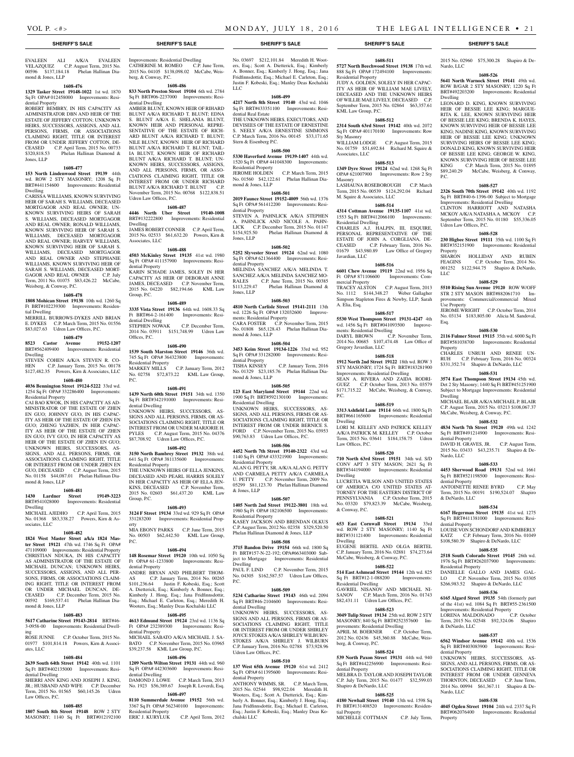EVALEEN ALI A/K/A EVALEEN VELAZQUEZ C.P. August Term, 2015 No. 00596 $137,184.18 Phelan Hallinan Diamond & Jones, LLP

**1608-476**

**1329 Tasker Street 19148-1022** 1st wd. 1870 Sq Ft OPA# 012458000 Improvements: Residential Property

ROBERT BEMBRY, IN HIS CAPACITY AS ADMINISTRATOR DBN AND HEIR OF THE ESTATE OF JEFFERY COTTON; UNKNOWN HEIRS, SUCCESSORS, ASSIGNS, AND ALL PERSONS, FIRMS, OR ASSOCIATIONS CLAIMING RIGHT, TITLE OR INTEREST FROM OR UNDER JEFFERY COTTON, DECEASED C.P. April Term, 2015 No. 00733 $320,818.53 Phelan Hallinan Diamond & Jones, LLP

**1608-477**

**153 North Lindenwood Street 19139** 44th wd. ROW 2 STY MASONRY; 1208 Sq Ft BRT#441154600 Improvements: Residential Dwelling

CARISSA WILLIAMS, KNOWN SURVIVING HEIR OF SARAH S. WILLIAMS, DECEASED MORTGAGOR AND REAL OWNER; UNKNOWN SURVIVING HEIRS OF SARAH S. WILLIAMS, DECEASED MORTGAGOR AND REAL OWNER; RONALD WILLIAMS, KNOWN SURVIVING HEIR OF SARAH S. WILLIAMS, DECEASED MORTGAGOR AND REAL OWNER; HARVEY WILLIAMS, KNOWN SURVIVING HEIR OF SARAH S. WILLIAMS, DECEASED MORTGAGOR AND REAL OWNER AND STEPHANIE WILLIAMS, KNOWN SURVIVING HEIR OF SARAH S. WILLIAMS, DECEASED MORTGAGOR AND REAL OWNER C.P. July Term, 2011 No. 01075 $83,426.22 McCabe, Weisberg, & Conway, P.C.

**1608-478**

**1808 Mohican Street 19138** 10th wd. 1260 Sq Ft BRT#102239300 Improvements: Residential Dwelling

MERRILL BURROWS-DYKES AND BRIAN E. DYKES C.P. March Term, 2015 No. 01556 $83,027.63 Udren Law Offices, P.C.

**1608-479**

**8523 Castor Avenue 19152-1207** BRT#562409400 Improvements: Residential Dwelling

STEVEN COHEN A/K/A STEVEN R. COHEN C.P. January Term, 2015 No. 00178 $127,482.35 Powers, Kirn & Associates, LLC

**1608-480**

**4036 Bennington Street 19124-5222** 33rd wd. 1254 Sq Ft OPA# 332286400 Improvements: Residential Property

CAI BAO KWOK, IN HIS CAPACITY AS ADMINISTRATOR OF THE ESTATE OF ZHEN EN GUO; JOHNNY GUO, IN HIS CAPACITY AS HEIR OF THE ESTATE OF ZHEN EN GUO; ZHENG YAZHEN, IN HER CAPACITY AS HEIR OF THE ESTATE OF ZHEN EN GUO; IVY GUO, IN HER CAPACITY AS HEIR OF THE ESTATE OF ZHEN EN GUO; UNKNOWN HEIRS, SUCCESSORS, ASSIGNS, AND ALL PERSONS, FIRMS, OR ASSOCIATIONS CLAIMING RIGHT, TITLE OR INTEREST FROM OR UNDER ZHEN EN GUO, DECEASED C.P. August Term, 2015 No. 01158 $44,087.01 Phelan Hallinan Diamond & Jones, LLP

**1608-481**

**1430 Lardner Street 19149-3223** BRT#541028000 Improvements: Residential Dwelling

MICHAEL AJEDHO C.P. April Term, 2015 No. 01368 $83,338.27 Powers, Kirn & Associates, LLC

**1608-482**

**1824 West Master Street a/k/a 1824 Master Street 19121** 47th wd. 1746 Sq Ft OPA# 471109000 Improvements: Residential Property CHRISTIAN NDUKA, IN HIS CAPACITY AS ADMINISTRATOR OF THE ESTATE OF MICHAEL DUNCAN; UNKNOWN HEIRS, SUCCESSORS, ASSIGNS, AND ALL PERSONS, FIRMS, OR ASSOCIATIONS CLAIMING RIGHT, TITLE OR INTEREST FROM OR UNDER MICHAEL DUNCAN, DECEASED C.P. December Term, 2015 No. 00592 $169,537.41 Phelan Hallinan Diamond & Jones, LLP

**1608-483**

**5617 Catharine Street 19143-2814** BRT#46-3-0958-00 Improvements: Residential Dwelling

ROSE JUNNE C.P. October Term, 2015 No. 01977 $101,814.18 Powers, Kirn & Associates, LLC

**1608-484**

**2639 South 64th Street 19142** 40th wd. 1101 Sq Ft BRT#402135000 Improvements: Residential Dwelling

SHERRI ANN KING AND JOSEPH J. KING, JR.; HUSBAND AND WIFE C.P. December Term, 2015 No. 01565 $60,145.26 Udren Law Offices, P.C.

**1608-485**

**1807 South 8th Street 19148** ROW 2 STY MASONRY; 1140 Sq Ft BRT#012192100 Improvements: Residential Dwelling

CATHERINE M. ROMEO C.P. June Term, 2015 No. 04105 $138,098.02 McCabe, Weisberg, & Conway, P.C.

**1608-486**

**833 North Preston Street 19104** 6th wd. 2784 Sq Ft BRT#06-2237000 Improvements: Residential Dwelling

AMBER BLUNT, KNOWN HEIR OF RIHARD BLUNT A/K/A RICHARD T. BLUNT; EDNA S. BLUNT A/K/A E. SHELANIA BLUNT, KNOWN HEIR AND PERSONAL REPRESENTATIVE OF THE ESTATE OF RICHARD BLUNT A/K/A RICHARD T. BLUNT; NILE BLUNT, KNOWN HEIR OF RICHARD BLUNT A/K/A RICHARD T. BLUNT; TAILIA BLUNT, KNOWN HEIR OF RICHARD BLUNT A/K/A RICHARD T. BLUNT; UNKNOWN HEIRS, SUCCESSORS, ASSIGNS, AND ALL PERSONS, FIRMS, OR ASSOCIATIONS CLAIMING RIGHT, TITLE OR INTEREST FROM OR UNDER RICHARD BLUNT A/K/A RICHARD T. BLUNT C.P. November Term, 2015 No. 00768 $122,838.51 Udren Law Offices, P.C.

**1608-487**

**4446 North Uber Street 19140-1008** BRT#132222800 Improvements: Residential Dwelling

JAMES ROBERT CONNER C.P. April Term, 2015 No. 02533 $61,632.20 Powers, Kirn & Associates, LLC

**1608-488**

**4503 McKinley Street 19135** 41st wd. 1980 Sq Ft OPA# 411157900 Improvements: Residential Property

KARIN SCHADE JAMES, SOLEY IN HER CAPACITY AS HEIR OF DEBORAH ANNE JAMES, DECEASED C.P. November Term, 2015 No. 04220 $82,194.66 KML Law Group, P.C.

**1608-489**

**3335 Vista Street 19136** 64th wd. 1608.33 Sq Ft BRT#64-2-161400 Improvements: Residential Dwelling

STEPHEN NOWAK C.P. December Term, 2014 No. 03911 $151,748.99 Udren Law Offices, P.C.

**1608-490**

**1539 South Marston Street 19146** 36th wd. 745 Sq Ft OPA# 364323800 Improvements: Residential Property

MARKEY MILLS C.P. January Term, 2012 No. 02758 $72,873.22 KML Law Group, P.C.

**1608-491**

**1439 North 60th Street 19151** 34th wd. 1350 Sq Ft BRT#342191000 Improvements: Residential Dwelling

UNKNOWN HEIRS, SUCCESSORS, ASSIGNS AND ALL PERSONS, FIRMS, OR ASSOCIATIONS CLAIMING RIGHT, TITLE OR INTEREST FROM OR UNDER MARJORIE H. PYLES C.P. August Term, 2015 No. 04376 $87,708.92 Udren Law Offices, P.C.

**1608-492**

**3150 North Bambrey Street 19132** 38th wd. 641 Sq Ft OPA# 381135600 Improvements: Residential Property

THE UNKNOWN HEIRS OF ELLA JENKINS, DECEASED AND PEARL HARRIS SOLELY IN HER CAPACITY AS HEIR OF ELLA JENKINS, DECEASED C.P. November Term, 2015 No. 02603 $61,437.20 KML Law Group, P.C.

**1608-493**

**3124 F Street 19134** 33rd wd. 929 Sq Ft OPA# 331283200 Improvements: Residential Property

MIA EBONY PARKS C.P. June Term, 2015 No. 00503 $62,442.50 KML Law Group, P.C.

**1608-494**

**148 Rosemar Street 19120** 10th wd. 1050 Sq Ft OPA# 61-1233800 Improvements: Residential Property

ANDRE BRYAN AND PHILBERT THOMAS C.P. January Term, 2014 No. 00265 $101,236.64 Justin F. Kobeski, Esq.; Scott A. Dietterick, Esq.; Kimberly A. Bonner, Esq.; Kimberly J. Hong, Esq.; Jana Fridfinnsdottir, Esq.; Michael E. Carleton, Esq.; Meredith H. Wooters, Esq.; Manley Deas Kochalski LLC

**1608-495**

**4613 Edmund Street 19124** 23rd wd. 1136 Sq Ft OPA# 232389300 Improvements: Residential Property

MICHAEL SABATO A/K/A MICHAEL J. SABATO C.P. November Term, 2015 No. 03965 $39,237.58 KML Law Group, P.C.

**1608-496**

**1209 North Wilton Street 19131** 44th wd. 960 Sq Ft OPA# 442303600 Improvements: Residential Dwelling

DAMOND J. LOWE C.P. March Term, 2013 No. 1923 $56,389.67 Joseph R. Loverdi, Esq.

**1608-497**

**8110 Summerdale Avenue 19152** 56th wd. 3367 Sq Ft OPA# 562340100 Improvements: Residential Property

ERIC J. KURYLUK C.P. April Term, 2012 No. 03697 $212,101.84 Meredith H. Wooters, Esq.; Scott A. Dietterick, Esq.; Kimberly A. Bonner, Esq.; Kimberly J. Hong, Esq.; Jana Fridfinnsdottir, Esq.; Michael E. Carleton, Esq.; Justin F. Kobeski, Esq.; Manley Deas Kochalski LLC

**1608-499**

**4217 North 8th Street 19140** 43rd wd. 1046 Sq Ft BRT#433351100 Improvements: Residential Real Estate

THE UNKNOWN HEIRS, EXECUTORS, AND DEVISEES OF THE ESTATE OF ERNESTINE S. NEELY A/K/A ERNESTINE SIMMONS C.P. March Term, 2016 No. 00145 $33,171.65 Stern & Eisenberg P.C.

**1608-500**

**5330 Haverford Avenue 19139-1407** 44th wd. 1520 Sq Ft OPA# 441048300 Improvements: Residential Property

JEROME HOLDEN C.P. March Term, 2015 No. 01560 $42,122.61 Phelan Hallinan Diamond & Jones, LLP

**1608-501**

**2019 Faunce Street 19152-4009** 56th wd. 1376 Sq Ft OPA# 561412200 Improvements: Residential Property

STEVEN A. PAHNLICK A/K/A STEPHEN A. PAHNLICK AND NICOLE A. PAHNLICK C.P. December Term, 2015 No. 01147 $154,925.50 Phelan Hallinan Diamond & Jones, LLP

**1608-502**

**5252 Slyvester Street 19124** 62nd wd. 1080 Sq Ft OPA# 621364400 Improvements: Residential Property

MELINDA SANCHEZ A/K/A MELINDA T. SANCHEZ A/K/A MELINDA SANCHEZ MORALES C.P. June Term, 2015 No. 00385 $113,229.47 Phelan Hallinan Diamond & Jones, LLP

**1608-503**

**4810 North Carlisle Street 19141-2111** 13th wd. 1226 Sq Ft OPA# 132032600 Improvements: Residential Property

CARA FOSTER C.P. November Term, 2015 No. 01808 $65,128.43 Phelan Hallinan Diamond & Jones, LLP

**1608-504**

**3453 Keim Street 19134-1226** 33rd wd. 952 Sq Ft OPA# 331282000 Improvements: Residential Property

TISHA KINSEY C.P. January Term, 2016 No. 01329 $23,185.76 Phelan Hallinan Diamond & Jones, LLP

**1608-505**

**123 East Maryland Street 19144** 22nd wd. 1900 Sq Ft BRT#592130100 Improvements: Residential Dwelling

UNKNOWN HEIRS, SUCCESSORS, ASSIGNS, AND ALL PERSONS, FIRMS OR ASSOCIATIONS CLAIMING RIGHT, TITLE OR INTEREST FROM OR UNDER BERNICE S. FORD C.P. November Term, 2015 No. 03953 $90,763.83 Udren Law Offices, P.C.

**1608-506**

**4452 North 7th Street 19140-2322** 43rd wd. 1140 Sq Ft OPA# 433321900 Improvements: Residential Property

ALAN G. PETTY, SR. A/K/A ALAN G. PETTY AND CARMELA PETTY A/K/A CARMELA U. PETTY C.P. November Term, 2009 No. 05299 $81,123.70 Phelan Hallinan Diamond & Jones, LLP

**1608-507**

**1405 North 2nd Street 19122-3801** 18th wd. 1980 Sq Ft OPA# 182106500 Improvements: Residential Property

KASEY JACKSON AND BRENDAN OLKUS C.P. August Term, 2012 No. 02358 $329,520.50 Phelan Hallinan Diamond & Jones, LLP

**1608-508**

**3715 Bandon Drive 19154** 66th wd. 1800 Sq Ft BRT#157-N-22-192; OPA#663403000 Subject to Mortgage Improvements: Residential Dwelling

PAUL F. LIND C.P. November Term, 2015 No. 04305 $162,587.57 Udren Law Offices, P.C.

**1608-509**

**5234 Catharine Street 19143** 46th wd. 2094 Sq Ft BRT#46-2104600 Improvements: Residential Dwelling

UNKNOWN HEIRS, SUCCESSORS, ASSIGNS AND ALL PERSONS, FIRMS OR ASSOCIATIONS CLAIMING RIGHT, TITLE OR INTEREST FROM OR UNDER SHIRLEY JOYCE STOKES A/K/A SHIRLEY WILBURN-STOKES A/K/A SHIRLEY J. WILBURN C.P. January Term, 2016 No. 02788 $73,928.96 Udren Law Offices, P.C.

**1608-510**

**137 West 65th Avenue 19120** 61st wd. 2412 Sq Ft OPA# 611395600 Improvements: Residential Property

ANTHONY WIMMS, SR. C.P. March Term, 2015 No. 02544 $98,922.04 Meredith H. Wooters, Esq.; Scott A. Dietterick, Esq.; Kimberly A. Bonner, Esq.; Kimberly J. Hong, Esq.; Jana Fridfinnsdottir, Esq.; Michael E. Carleton, Esq.; Justin F. Kobeski, Esq.; Manley Deas Kochalski LLC

**1608-511**

**5727 North Beechwood Street 19138** 17th wd. 888 Sq Ft OPA# 172494100 Improvements: Residential Property

JUDY A. GOLDEN, SOLELY IN HER CAPACITY AS HEIR OF WILLIAM MAE LIVELY, DECEASED AND THE UNKNOWN HEIRS OF WILLIE MAE LIVELY, DECEASED C.P. September Term, 2015 No. 02864 $63,357.61 KML Law Group, P.C.

**1608-512**

**2314 South 63rd Street 19142** 40th wd. 2072 Sq Ft OPA# 401170100 Improvements: Row Sty Masonry

WILLIAM LODGE C.P. August Term, 2015 No. 01759 $51,692.84 Richard M. Squire & Associates, LLC

**1608-513**

**1349 Dyre Street 19124** 62nd wd. 1268 Sq Ft OPA# 621007900 Improvements: Row 2 Sty Masonry

LASHAUNA ROSEBOROUGH C.P. March Term, 2015 No. 00539 $124,292.04 Richard M. Squire & Associates, LLC

**1608-514**

**4314 Cottman Avenue 19135-1107** 41st wd. 1553 Sq Ft BRT#412066100 Improvements: Residential Dwelling

CHARLES A.J. HALPIN, III, ESQUIRE, PERSONAL REPRESENTATIVE OF THE ESTATE OF JOHN A. CORGLIANA, DECEASED C.P. February Term, 2016 No. 01679 $43,980.89 Law Office of Gregory Javardian, LLC

**1608-516**

**6601 Chew Avenue 19119** 22nd wd. 1956 Sq Ft OPA# 871106600 Improvements: Commercial Property

TRACEY ALSTON C.P. August Term, 2013 No. 1112 $144,348.27 Weber Gallagher Simpson Stapleton Fires & Newby, LLP; Sarah A. Elia, Esq.

**1608-517**

**5530 West Thompson Street 19131-4247** 4th wd. 1456 Sq Ft BRT#041093500 Improvements: Residential Dwelling

DARYL BROWN C.P. November Term, 2014 No. 00685 $107,474.48 Law Office of Gregory Javardian, LLC

**1608-518**

**1912 North 2nd Street 19122** 18th wd. ROW 3 STY MASONRY; 1724 Sq Ft BRT#183281900 Improvements: Residential Dwelling

SEAN A. RIVERA AND ZAIDA RODRIGUEZ C.P. October Term, 2013 No. 03579 $171,715.22 McCabe, Weisberg, & Conway, P.C.

**1608-519**

**3313 Ashfield Lane 19114** 66th wd. 1800 Sq Ft BRT#661165600 Improvements: Residential Dwelling

LORI M. KELLEY AND PATRICK KELLEY A/K/A PATRICK M. KELLEY C.P. October Term, 2015 No. 03641 $184,158.75 Udren Law Offices, P.C.

**1608-520**

**710 North 63rd Street 19151** 34th wd. S/D CONV APT 3 STY MASON; 2621 Sq Ft BRT#344194000 Improvements: Residential Dwelling

LUCRETIA WILSON AND UNITED STATES OF AMERICA C/O UNITED STATES ATTORNEY FOR THE EASTERN DISTRICT OF PENNSYLVANIA C.P. October Term, 2015 No. 03320 $79,823.39 McCabe, Weisberg, & Conway, P.C.

**1608-521**

**653 East Cornwall Street 19134** 33rd wd. ROW 2 STY MASONRY; 1140 Sq Ft BRT#331121400 Improvements: Residential Dwelling

EUGENE BERTEL AND OLGA BERTEL C.P. January Term, 2016 No. 02881 $74,273.64 McCabe, Weisberg, & Conway, P.C.

**1608-522**

**514 East Ashmead Street 19144** 12th wd. 825 Sq Ft BRT#12-1-088200 Improvements: Residential Dwelling

GAVRIEL NISANOV AND MICHAEL NISANOV C.P. March Term, 2016 No. 01743 $82,431.11 Udren Law Offices, P.C.

**1608-523**

**3049 Tulip Street 19134** 25th wd. ROW 2 STY MASONRY; 840 Sq Ft BRT#252357600 Improvements: Residential Dwelling

APRIL M. BOERNER C.P. October Term, 2012 No. 02436 $45,360.88 McCabe, Weisberg, & Conway, P.C.

**1608-524**

**539 North Paxon Street 19131** 44th wd. 940 Sq Ft BRT#442256900 Improvements: Residential Property

MELBRA D. TAYLOR AND JOSEPH TAYLOR C.P. July Term, 2015 No. 01477 $32,599.03 Shapiro & DeNardo, LLC

**1608-525**

**4180 Newhall Street 19140** 13th wd. 1598 Sq Ft BRT#131408520 Improvements: Residential Property

MICHELLE COTTMAN C.P. July Term, 2015 No. 02960 $75,300.28 Shapiro & DeNardo, LLC

**1608-526**

**5641 North Warnock Street 19141** 49th wd. ROW B/GAR 2 STY MASONRY; 1220 Sq Ft BRT#492203200 Improvements: Residential Dwelling

LEONARD D. KING, KNOWN SURVIVING HEIR OF BESSIE LEE KING; MARGUERITA K. LEE, KNOWN SURVIVING HEIR OF BESSIE LEE KING; BRENDA K. HAYES, KNOWN SURVIVING HEIR OF BESSIE LEE KING; NADINE KING, KNOWN SURVIVING HEIR OF BESSIE LEE KING; UNKNOWN SURVIVING HEIRS OF BESSIE LEE KING; DONALD KING, KNOWN SURVIVING HEIR OF BESSIE LEE KING; GEORGE W. KING, KNOWN SURVIVING HEIR OF BESSIE LEE KING C.P. March Term, 2015 No. 01895 $89,240.29 McCabe, Weisberg, & Conway, P.C.

**1608-527**

**2326 South 70th Street 19142** 40th wd. 1192 Sq Ft BRT#40-6-1396-00 Subject to Mortgage Improvements: Residential Dwelling

CLINTON HARRIOTT AND NATASHA MCKOY A/K/A NATASHA A. MCKOY C.P. September Term, 2015 No. 01180 $55,336.05 Udren Law Offices, P.C.

**1608-528**

**230 Higbee Street 19111** 35th wd. 1100 Sq Ft BRT#352151900 Improvements: Residential Property

SHARON HOLLIDAY AND RUBEN FEAGINS C.P. October Term, 2014 No. 001252 $122,944.75 Shapiro & DeNardo, LLC

**1608-529**

**5510 Rising Sun Avenue 19120** ROW W/OFF STR 2 STY MASON BRT#882061710 Improvements: Commercial/commercial Mixed Use Property

JEROME WRIGHT C.P. October Term, 2014 No. 03134 $183,805.00 Alicia M. Sandoval, Esq.

**1608-530**

**2116 Fulmer Street 19115** 35th wd. 6000 Sq Ft BRT#581038700 Improvements: Residential Property

CHARLES UNRUH AND RENEE UNRUH C.P. February Term, 2016 No. 00324 $331,352.74 Shapiro & DeNardo, LLC

**1608-531**

**3574 East Thompson Street 19134** 45th wd. Det 2 Sty Masonry; 1440 Sq Ft BRT#451251900 Subject to Mortgage Improvements: Residential Dwelling

MICHAEL BLAIR A/K/A MICHAEL P. BLAIR C.P. August Term, 2015 No. 03213 $108,067.37 McCabe, Weisberg, & Conway, P.C.

**1608-532**

**4834 North 7th Street 19120** 49th wd. 1242 Sq Ft BRT#491214900 Improvements: Residential Property

DAVID H. GRAVES, JR. C.P. August Term, 2015 No. 03433 $43,235.71 Shapiro & DeNardo, LLC

**1608-533**

**4453 Sherwood Road 19131** 52nd wd. 1661 Sq Ft BRT#521198500 Improvements: Residential Property

ANTOINETTE RENEE BYRD C.P. May Term, 2015 No. 00191 $190,524.07 Shapiro & DeNardo, LLC

**1608-534**

**6167 Hegerman Street 19135** 41st wd. 1275 Sq Ft BRT#411381000 Improvements: Residential Property

LOUISE VON SCHONDORF AND KIMBERLY KATZ C.P. February Term, 2016 No. 01049 $108,580.39 Shapiro & DeNardo, LLC

**1608-535**

**2518 South Colorado Street 19145** 26th wd. 1976 Sq Ft BRT#262037900 Improvements: Residential Property

DANIELLE GALLO AND JAMES GALLO C.P. November Term, 2015 No. 03305 $266,983.52 Shapiro & DeNardo, LLC

**1608-536**

**6165 Algard Street 19135** 54th (formerly part of the 41st) wd. 1084 Sq Ft BRT#55-2361500 Improvements: Residential Property

LORENA MALDONADO C.P. October Term, 2015 No. 02548 $92,324.06 Shapiro & DeNardo, LLC

**1608-537**

**6562 Windsor Avenue 19142** 40th wd. 1536 Sq Ft BRT#403083900 Improvements: Residential Property

UNKNOWN HEIRS, SUCCESSORS, ASSIGNS, AND ALL PERSONS, FIRMS, OR ASSOCIATIONS CLAIMING RIGHT, TITLE OR INTEREST FROM OR UNDER GENNEVA THORNTON, DECEASED C.P. June Term, 2014 No. 00994 $61,367.11 Shapiro & DeNardo, LLC

**1608-538**

**4045 Ogden Street 19104** 24th wd. 2337 Sq Ft BRT#062076400 Improvements: Residential Property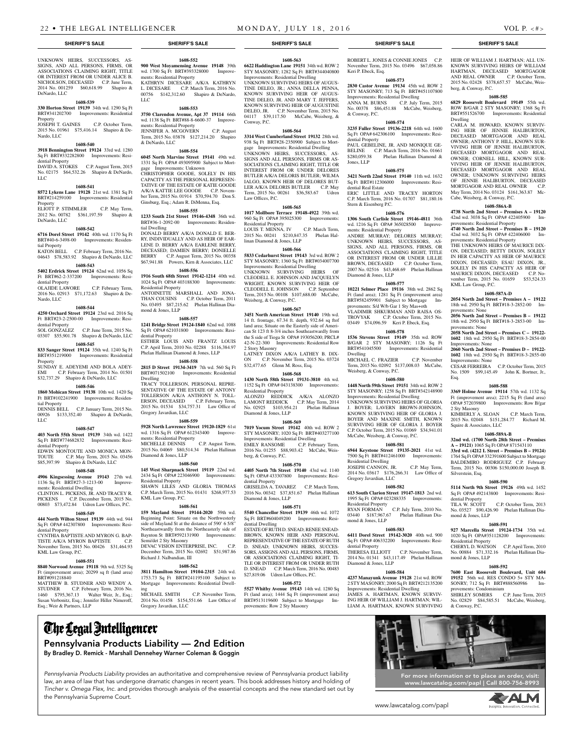**SHERIFF'S SALE**

UNKNOWN HEIRS, SUCCESSORS, ASSIGNS, AND ALL PERSONS, FIRMS, OR ASSOCIATIONS CLAIMING RIGHT, TITLE OR INTEREST FROM OR UNDER ALICE B. NICHOLSON, DECEASED C.P. June Term, 2014 No. 001259 $60,618.99 Shapiro & DeNardo, LLC

**1608-539**

**330 Horton Street 19139** 34th wd. 1290 Sq Ft BRT#341202700 Improvements: Residential Property
JOSEPH T. GAINES C.P. October Term, 2015 No. 01961 $75,416.14 Shapiro & DeNardo, LLC

**1608-540**

**3918 Bennington Street 19124** 33rd wd. 1280 Sq Ft BRT#332282800 Improvements: Residential Property
DAVID A. STOKES C.P. August Term, 2015 No. 02175 $64,532.26 Shapiro & DeNardo, LLC

**1608-541**

**8572 Lykens Lane 19128** 21st wd. 1381 Sq Ft BRT#214259100 Improvements: Residential Property
ELIOTT P. STIMMLER C.P. May Term, 2012 No. 00782 $361,197.59 Shapiro & DeNardo, LLC

**1608-542**

**6716 Dorel Street 19142** 40th wd. 1170 Sq Ft BRT#40-6-3498-00 Improvements: Residential Property
KATON BELL C.P. February Term, 2016 No. 04643 $78,583.92 Shapiro & DeNardo, LLC

**1608-543**

**5402 Erdrick Street 19124** 62nd wd. 1056 Sq Ft BRT#62-2-337200 Improvements: Residential Property
OLAJIDE LAWORE C.P. February Term, 2016 No. 02913 $71,172.63 Shapiro & DeNardo, LLC

**1608-544**

**4250 Orchard Street 19124** 23rd wd. 2016 Sq Ft BRT#23-2-2500-00 Improvements: Residential Property
SOL GONZALEZ C.P. June Term, 2015 No. 03307 $55,901.78 Shapiro & DeNardo, LLC

**1608-545**

**833 Sanger Street 19124** 35th wd. 1240 Sq Ft BRT#351219000 Improvements: Residential Property
SUNDAY E. ADEYEMI AND BOLA ADEYEMI C.P. February Term, 2014 No. 01501 $32,737.29 Shapiro & DeNardo, LLC

**1608-546**

**1860 Mohican Street 19138** 10th wd. 1420 Sq Ft BRT#102241900 Improvements: Residential Property
DENNIS BELL C.P. January Term, 2015 No. 00926 $133,352.40 Shapiro & DeNardo, LLC

**1608-547**

**403 North 55th Street 19139** 34th wd. 1422 Sq Ft BRT#774682832 Improvements: Residential Property
EDWIN MONTOUTE AND MONICA MONTOUTE C.P. May Term, 2015 No. 03456 $85,397.99 Shapiro & DeNardo, LLC

**1608-548**

**4906 Kingsessing Avenue 19143** 27th wd. 1136 Sq Ft BRT#27-3-1213-00 Improvements: Residential Dwelling
CLINTON L. PICKENS, JR. AND TRACEY R. PICKENS C.P. December Term, 2015 No. 00803 $73,472.84 Udren Law Offices, P.C.

**1608-549**

**444 North Wilton Street 19139** 44th wd. 944 Sq Ft OPA# 442307800 Improvements: Residential Property
CYNTHIA BAPTISTE AND MYRON G. BAPTISTE A/K/A MYRON BAPTISTE C.P. November Term, 2015 No. 00426 $31,464.93 KML Law Group, P.C.

**1608-551**

**8840 Norwood Avenue 19118** 9th wd. 5325 Sq Ft (improvement area); 20299 sq ft (land area) BRT#091218840
MATTHEW B. STUDNER AND WENDY A. STUDNER C.P. February Term, 2016 No. 1460 $795,367.13 Walter Weir, Jr., Esq.; Susan Verbonitz, Esq.; Jennifer Hiller Nimeroff, Esq.; Weir & Partners, LLP

**1608-552**

**900 West Moyamensing Avenue 19148** 39th wd. 1700 Sq Ft BRT#393328000 Improvements: Residential Property
KATHRYN DICESARE A/K/A KATHRYN L. DICESARE C.P. March Term, 2016 No. 00756 $142,312.60 Shapiro & DeNardo, LLC

**1608-553**

**3750 Clarendon Avenue, Apt 37 19114** 66th wd. 1138 Sq Ft BRT#88-8-6600-37 Improvements: Residential Property
JENNIFER A. MCGOVERN C.P. August Term, 2015 No. 03878 $127,214.20 Shapiro & DeNardo, LLC

**1608-554**

**6045 North Marvine Street 19141** 49th wd. 1331 Sq Ft OPA# 493095900 Subject to Mortgage Improvements: Unknown
CHRISTOPHER GOODE, SOLELY IN HIS CAPACITY AS THE PERSONAL REPRESENTATIVE OF THE ESTATE OF KATIE GOODE A/K/A KATTIE LEE GOODE C.P. November Term, 2015 No. 01914 $70,594.70 Don S. Ginsburg, Esq.; Adam R. DiMenna, Esq.

**1608-555**

**1233 South 21st Street 19146-4348** 36th wd. BRT#36-1-2092-00 Improvements: Residential Dwelling
DONALD BERRY A/K/A DONALD E. BERRY, INDIVIDUALLY AND AS HEIR OF EARLENE D. BERRY A/K/A EARLENE BERRY, DECEASED; DAMIEN BERRY; DONIELLE BERRY C.P. August Term, 2015 No. 00358 $67,941.88 Powers, Kirn & Associates, LLC

**1608-556**

**1916 South 68th Street 19142-1214** 40th wd. 1024 Sq Ft OPA# 403188300 Improvements: Residential Property
ANTOINETTE MARSHALL AND JONATHAN COUSINS C.P. October Term, 2011 No. 03495 $87,215.62 Phelan Hallinan Diamond & Jones, LLP

**1608-557**

**1241 Bridge Street 19124-1840** 62nd wd. 1088 Sq Ft OPA# 621031800 Improvements: Residential Property
ESTHER LOUIS AND FRANTZ LOUIS C.P. April Term, 2010 No. 02288 $116,384.97 Phelan Hallinan Diamond & Jones, LLP

**1608-558**

**2815 D Street 19134-3419** 7th wd. 560 Sq Ft BRT#071502100 Improvements: Residential Dwelling
TRACY TOLLERSON, PERSONAL REPRESENTATIVE OF THE ESTATE OF ANTONY TOLLERSON A/K/A ANTHONY N. TOLLERSON, DECEASED C.P. February Term, 2015 No. 01534 $34,757.31 Law Office of Gregory Javardian, LLC

**1608-559**

**5928 North Lawrence Street 19120-1829** 61st wd. 1316 Sq Ft OPA# 612343400 Improvements: Residential Property
MICHELLE DENNIS C.P. August Term, 2015 No. 04069 $80,514.34 Phelan Hallinan Diamond & Jones, LLP

**1608-560**

**145 West Sharpnack Street 19119** 22nd wd. 2434 Sq Ft OPA# 223046900 Improvements: Residential Property
SHAWN LILES AND GLORIA THOMAS C.P. March Term, 2015 No. 01431 $268,977.53 KML Law Group, P.C.

**1608-561**

**159 Mayland Street 19144-2020** 59th wd. Beginning Point: Situate on the Northwesterly side of Mayland St at the distance of 590' 6 5/8" Northeastwardly from the Northeasterly side of Baynton St BRT#592131900 Improvements: Semi/det 2 Sty Masonry
DEVAC VISION ENTERPRISE, INC. C.P. December Term, 2015 No. 02692 $51,987.86 Richard J. Nalbandian, III

**1608-562**

**3811 Hamilton Street 19104-2315** 24th wd. 1753.73 Sq Ft BRT#241195100 Subject to Mortgage Improvements: Residential Dwelling
MICHAEL SMITH C.P. November Term, 2014 No. 01458 $154,551.66 Law Office of Gregory Javardian, LLC

**1608-563**

**6622 Haddington Lane 19151** 34th wd. ROW 2 STY MASONRY; 1282 Sq Ft BRT#344040800 Improvements: Residential Dwelling
UNKNOWN SURVIVING HEIRS OF AUGUSTINE DELEO, JR.; ANNA DELLA PENNA, KNOWN SURVIVING HEIR OF AUGUSTINE DELEO, JR. AND MARY T. JEFFERS, KNOWN SURVIVING HEIR OF AUGUSTINE DELEO, JR. C.P. November Term, 2015 No. 04117 $39,117.50 McCabe, Weisberg, & Conway, P.C.

**1608-564**

**3314 West Cumberland Street 19132** 28th wd. 938 Sq Ft BRT#28-2350900 Subject to Mortgage Improvements: Residential Dwelling
UNKNOWN HEIRS, SUCCESSORS, ASSIGNS AND ALL PERSONS, FIRMS OR ASSOCIATIONS CLAIMING RIGHT, TITLE OR INTEREST FROM OR UNDER DELORES BUTLER A/K/A DELORIS BUTLER; WILMA IALGO, KNOWN HEIR OF DELORES BUTLER A/K/A DELORIS BUTLER C.P. May Term, 2015 No. 00261 $36,583.67 Udren Law Offices, P.C.

**1608-565**

**1017 Mollbore Terrace 19148-4922** 39th wd. 960 Sq Ft OPA# 395025300 Improvements: Residential Property
LOUIS T. MENNA, IV C.P. March Term, 2015 No. 00241 $210,847.35 Phelan Hallinan Diamond & Jones, LLP

**1608-566**

**5833 Cedarhurst Street 19143** 3rd wd. ROW 2 STY MASONRY; 1360 Sq Ft BRT#034007700 Improvements: Residential Dwelling
UNKNOWN SURVIVING HEIRS OF CLEODELL E. JOHNSON AND JACQUELYN WRIGHT, KNOWN SURVIVING HEIR OF CLEODELL E. JOHNSON C.P. September Term, 2015 No. 00108 $107,688.00 McCabe, Weisberg, & Conway, P.C.

**1608-567**

**3451 North American Street 19140** 19th wd. 14 ft. frontage, 67.34 ft. depth, 932.64 sq ftof land area; Situate on the Easterly side of American St 123 ft 8-3/4 inches Southeastwardly from the S side of Tioga St OPA# 193056200; PRCL# 42-N-22-300 Improvements: Residential Row 2 Story Masonry
LATNEY DIXON A/K/A LATHEY B. DIXON C.P. November Term, 2015 No. 03724 $32,477.65 Glenn M. Ross, Esq.

**1608-568**

**1430 North 58th Street 19131-3810** 4th wd. 1152 Sq Ft OPA# 043138300 Improvements: Residential Property
ALONZO REDDICK A/K/A ALONZO LAMONT REDDICK C.P. May Term, 2014 No. 02925 $103,954.21 Phelan Hallinan Diamond & Jones, LLP

**1608-569**

**7019 Yocum Street 19142** 40th wd. ROW 2 STY MASONRY; 1020 Sq Ft BRT#403277100 Improvements: Residential Dwelling
EMILY RANSOME C.P. February Term, 2016 No. 01255 $88,903.42 McCabe, Weisberg, & Conway, P.C.

**1608-570**

**4405 North 7th Street 19140** 43rd wd. 1140 Sq Ft OPA# 433307800 Improvements: Residential Property
GRISELDA A. TAVAREZ C.P. March Term, 2016 No. 00342 $37,851.67 Phelan Hallinan Diamond & Jones, LLP

**1608-571**

**5540 Chancellor Street 19139** 46th wd. 1072 Sq Ft BRT#604049200 Improvements: Residential Dwelling
ESTATE OF RUTH D. SNEAD; RENEE SNEAD-BROWN, KNOWN HEIR AND PERSONAL REPRESENTATIVE OF THE ESTATE OF RUTH D. SNEAD; UNKNOWN HEIRS, SUCCESSORS, ASSIGNS AND ALL PERSONS, FIRMS, OR ASSOCIATIONS CLAIMING RIGHT, TITLE OR INTEREST FROM OR UNDER RUTH D. SNEAD C.P. March Term, 2016 No. 00483 $27,819.06 Udren Law Offices, P.C.

**1608-572**

**5527 Whitby Avenue 19143** 14th wd. 1280 Sq Ft (land area); 1444 Sq Ft (improvement area) BRT#513119600 Subject to Mortgage Improvements: Row 2 Sty Masonry
ROBERT L. JONES & CONNIE JONES C.P. November Term, 2015 No. 03496 $67,058.86 Keri P. Ebeck, Esq.

**1608-573**

**2830 Castor Avenue 19134** 45th wd. ROW 2 STY MASONRY; 713 Sq Ft BRT#451107800 Improvements: Residential Dwelling
ANNA M. BURNS C.P. July Term, 2015 No. 00378 $86,451.88 McCabe, Weisberg, & Conway, P.C.

**1608-574**

**3235 Fuller Street 19136-2218** 64th wd. 1600 Sq Ft OPA# 642306100 Improvements: Residential Property
PAUL GEBELINE, JR. AND MONIQUE GEBELINE C.P. March Term, 2016 No. 01661 $280,059.38 Phelan Hallinan Diamond & Jones, LLP

**1608-575**

**3421 North 22nd Street 19140** 11th wd. 1632 Sq Ft BRT#112306000 Improvements: Residential Real Estate
ERIC LITTLE AND TRACEY HORTON C.P. March Term, 2016 No. 01707 $81,180.16 Stern & Eisenberg P.C.

**1608-576**

**1306 South Carlisle Street 19146-4811** 36th wd. 1216 Sq Ft OPA# 365028500 Improvements: Residential Property
ANDRE MURRAY; DELORES MURRAY; UNKNOWN HEIRS, SUCCESSORS, ASSIGNS, AND ALL PERSONS, FIRMS, OR ASSOCIATIONS CLAIMING RIGHT, TITLE OR INTEREST FROM OR UNDER LILLIE BROWN, DECEASED C.P. October Term, 2007 No. 02516 $43,468.69 Phelan Hallinan Diamond & Jones, LLP

**1608-577**

**10221 Selmer Place 19116** 38th wd. 2862 Sq Ft (land area); 1281 Sq Ft (improvement area) BRT#582459901 Subject to Mortgage Improvements: S/d W/b Gar 1 Sty Mas+oth
VLADIMIR SHKURMAN AND RAISA OSTROVYAK C.P. October Term, 2015 No. 03449 $74,096.59 Keri P. Ebeck, Esq.

**1608-578**

**1536 Stevens Street 19149** 35th wd. ROW B/GAR 2 STY MASONRY; 1126 Sq Ft BRT#541045500 Improvements: Residential Dwelling
MICHAEL C. FRAZIER C.P. November Term, 2015 No. 02092 $137,008.03 McCabe, Weisberg, & Conway, P.C.

**1608-580**

**1448 North 59th Street 19151** 34th wd. ROW 2 STY MASONRY; 1258 Sq Ft BRT#342148900 Improvements: Residential Dwelling
UNKNOWN SURVIVING HEIRS OF GLORIA J. BOYER; LAVERN BROWN-JOHNSON, KNOWN SURVIVING HEIR OF GLORIA J. BOYER AND MAXINE SMITH, KNOWN SURVIVING HEIR OF GLORIA J. BOYER C.P. October Term, 2015 No. 01069 $34,941.01 McCabe, Weisberg, & Conway, P.C.

**1608-581**

**6944 Keystone Street 19135-2021** 41st wd. 7500 Sq Ft BRT#412461000 Improvements: Residential Dwelling
JOSEPH CANNON, JR. C.P. May Term, 2014 No. 03617 $176,266.31 Law Office of Gregory Javardian, LLC

**1608-582**

**613 South Clarion Street 19147-1813** 2nd wd. 1995 Sq Ft OPA# 023288335 Improvements: Residential Property
RYAN FORMAN C.P. July Term, 2010 No. 03440 $187,967.67 Phelan Hallinan Diamond & Jones, LLP

**1608-583**

**6411 Dorel Street 19142-3020** 40th wd. 900 Sq Ft OPA# 406332200 Improvements: Residential Property
THERESA ELLIOTT C.P. November Term, 2014 No. 01341 $43,117.49 Phelan Hallinan Diamond & Jones, LLP

**1608-584**

**4237 Manayunk Avenue 19128** 21st wd. ROW 2 STY MASONRY; 2000 Sq Ft BRT#212135200 Improvements: Residential Dwelling
JAMES A. HARTMAN, KNOWN SURVIVING HEIR OF WILLIAM J. HARTMAN; WILLIAM A. HARTMAN, KNOWN SURVIVING HEIR OF WILLIAM J. HARTMAN; ALL UNKNOWN SURVIVING HEIRS OF WILLIAM HARTMAN, DECEASED MORTGAGOR AND REAL OWNER C.P. October Term, 2015 No. 02428 $378,657.57 McCabe, Weisberg, & Conway, P.C.

**1608-585**

**6829 Roosevelt Boulevard 19149** 55th wd. ROW B/GAR 2 STY MASONRY; 1368 Sq Ft BRT#551526700 Improvements: Residential Dwelling
CARLA M. HOWARD, KNOWN SURVIVING HEIR OF JENNIE HALIBURTON, DECEASED MORTGAGOR AND REAL OWNER; ANTHONY P. HILL, KNOWN SURVIVING HEIR OF JENNIE HALIBURTON, DECEASED MORTGAGOR AND REAL OWNER; CORNELL HILL, KNOWN SURVIVING HEIR OF JENNIE HALIBURTON, DECEASED MORTGAGOR AND REAL OWNER; UNKNOWN SURVIVING HEIRS OF JENNIE HALIBURTON, DECEASED MORTGAGOR AND REAL OWNER C.P. May Term, 2014 No. 03124 $161,363.87 McCabe, Weisberg, & Conway, P.C.

**1608-586A-B**

**4738 North 2nd Street – Premises A – 19120** 42nd wd. 3038 Sq Ft OPA# 422405900 Improvements: Residential Property
**4740 North 2nd Street – Premises B – 19120** 42nd wd. 3032 Sq Ft OPA# 422406000 Improvements: Residential Property
THE UNKNOWN HEIRS OF MAURICE DIXON, DECEASED; BETTY DIXON, SOLELY IN HER CAPACITY AS HEIR OF MAURICE DIXON, DECEASED; ESAU DIXON, JR., SOLELY IN HIS CAPACITY AS HEIR OF MAURICE DIXON, DECEASED C.P. November Term, 2015 No. 01659 $53,524.33 KML Law Group, P.C.

**1608-587A-D**

**2054 North 2nd Street – Premises A – 19122** 18th wd. 2950 Sq Ft BRT#18-3-2852-00 Improvements: None
**2056 North 2nd Street – Premises B – 19122** 18th wd. 2950 Sq Ft BRT#18-3-2853-00 Improvements: None
**2058 North 2nd Street – Premises C – 19122-1602** 18th wd. 2950 Sq Ft BRT#18-3-2854-00 Improvements: None
**2060 North 2nd Street – Premises D – 19122-1602** 18th wd. 2950 Sq Ft BRT#18-3-2855-00 Improvements: None
CESAR FERREIRA C.P. October Term, 2015 No. 1509 $99,145.49 John K. Bortner, Jr., Esq.

**1608-588**

**3369 Holme Avenue 19114** 57th wd. 1132 Sq Ft (improvement area); 2215 Sq Ft (land area) OPA# 572039800 Improvements: Row B/gar 2 Sty Masonry
KIMBERLY A. SLOAN C.P. March Term, 2015 No. 02048 $151,284.77 Richard M. Squire & Associates, LLC

**1608-589A-B**

**32nd wd. (1700 North 28th Street – Premises A – 19121)** 1065 Sq Ft OPA# 871543110
**33rd wd. (4212 I. Street – Premises B – 19124)** 1764 Sq Ft OPA# 332391600 Subject to Mortgage
BALDEMIRO RODRIGUEZ C.P. February Term, 2015 No. 00306 $150,000.00 Joseph B. Silverstein, Esq.

**1608-590**

**5114 North 9th Street 19126** 49th wd. 1452 Sq Ft OPA# 492143800 Improvements: Residential Property
TILA W. SCOTT C.P. October Term, 2013 No. 03527 $90,426.90 Phelan Hallinan Diamond & Jones, LLP

**1608-591**

**927 Marcella Street 19124-1734** 35th wd. 1020 Sq Ft OPA#351128200 Improvements: Residential Property
CHERYL D. WATSON C.P. April Term, 2010 No. 00884 $71,332.16 Phelan Hallinan Diamond & Jones, LLP

**1608-592**

**7600 East Roosevelt Boulevard, Unit 604 19152** 56th wd. RES CONDO 5+ STY MASONRY; 712 Sq Ft BRT#888560986 Improvements: Condominium
SHIRLEY SOMERS C.P. June Term, 2015 No. 02829 $84,585.51 McCabe, Weisberg, & Conway, P.C.

The Legal Intelligencer

## Pennsylvania Products Liability — 2nd Edition

By Bradley D. Remick - Marshall Dennehey Warner Coleman & Goggin

*Pennsylvania Products Liability* provides an authoritative and comprehensive review of Pennsylvania product liability law, an area of law that has undergone dramatic changes in recent years. This book addresses history and holding of *Tincher v. Omega Flex, Inc.* and provides thorough analysis of the essential concepts and the new standard set out by the Pennsylvania Supreme Court.

For more information or to place an order, visit: www.lawcatalog.com/papl | Call 800-756-8993

www.lawcatalog.com/papl

ALM Insights. Innovation. Connected.